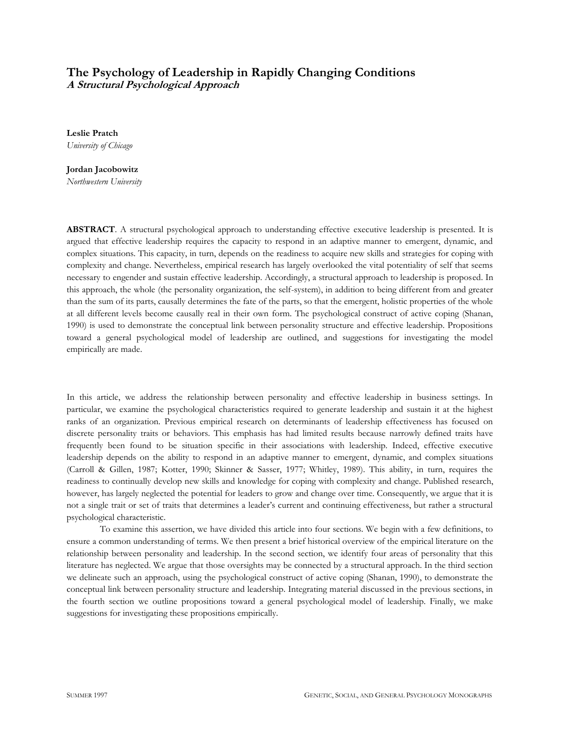# The Psychology of Leadership in Rapidly Changing Conditions

## *A Structural Psychological Approach*

**Leslie Pratch**
*University of Chicago*

**Jordan Jacobowitz**
*Northwestern University*

**ABSTRACT**. A structural psychological approach to understanding effective executive leadership is presented. It is argued that effective leadership requires the capacity to respond in an adaptive manner to emergent, dynamic, and complex situations. This capacity, in turn, depends on the readiness to acquire new skills and strategies for coping with complexity and change. Nevertheless, empirical research has largely overlooked the vital potentiality of self that seems necessary to engender and sustain effective leadership. Accordingly, a structural approach to leadership is proposed. In this approach, the whole (the personality organization, the self-system), in addition to being different from and greater than the sum of its parts, causally determines the fate of the parts, so that the emergent, holistic properties of the whole at all different levels become causally real in their own form. The psychological construct of active coping (Shanan, 1990) is used to demonstrate the conceptual link between personality structure and effective leadership. Propositions toward a general psychological model of leadership are outlined, and suggestions for investigating the model empirically are made.

In this article, we address the relationship between personality and effective leadership in business settings. In particular, we examine the psychological characteristics required to generate leadership and sustain it at the highest ranks of an organization. Previous empirical research on determinants of leadership effectiveness has focused on discrete personality traits or behaviors. This emphasis has had limited results because narrowly defined traits have frequently been found to be situation specific in their associations with leadership. Indeed, effective executive leadership depends on the ability to respond in an adaptive manner to emergent, dynamic, and complex situations (Carroll & Gillen, 1987; Kotter, 1990; Skinner & Sasser, 1977; Whitley, 1989). This ability, in turn, requires the readiness to continually develop new skills and knowledge for coping with complexity and change. Published research, however, has largely neglected the potential for leaders to grow and change over time. Consequently, we argue that it is not a single trait or set of traits that determines a leader's current and continuing effectiveness, but rather a structural psychological characteristic.

To examine this assertion, we have divided this article into four sections. We begin with a few definitions, to ensure a common understanding of terms. We then present a brief historical overview of the empirical literature on the relationship between personality and leadership. In the second section, we identify four areas of personality that this literature has neglected. We argue that those oversights may be connected by a structural approach. In the third section we delineate such an approach, using the psychological construct of active coping (Shanan, 1990), to demonstrate the conceptual link between personality structure and leadership. Integrating material discussed in the previous sections, in the fourth section we outline propositions toward a general psychological model of leadership. Finally, we make suggestions for investigating these propositions empirically.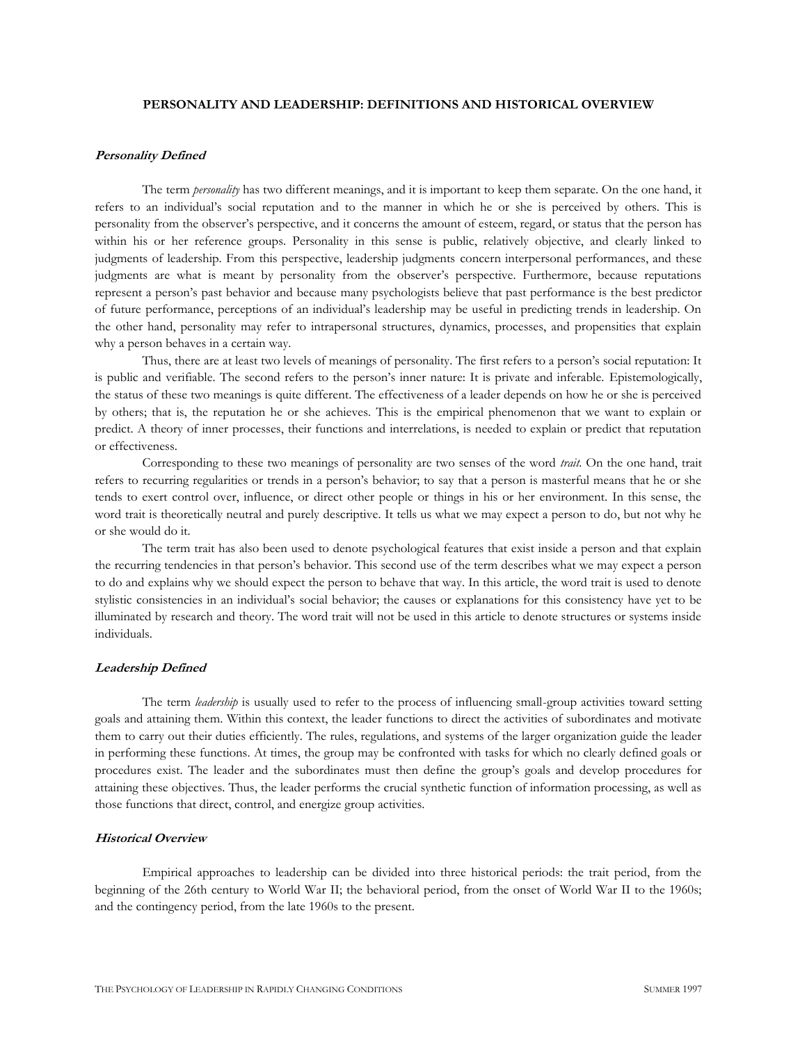## PERSONALITY AND LEADERSHIP: DEFINITIONS AND HISTORICAL OVERVIEW

### *Personality Defined*

The term *personality* has two different meanings, and it is important to keep them separate. On the one hand, it refers to an individual's social reputation and to the manner in which he or she is perceived by others. This is personality from the observer's perspective, and it concerns the amount of esteem, regard, or status that the person has within his or her reference groups. Personality in this sense is public, relatively objective, and clearly linked to judgments of leadership. From this perspective, leadership judgments concern interpersonal performances, and these judgments are what is meant by personality from the observer's perspective. Furthermore, because reputations represent a person's past behavior and because many psychologists believe that past performance is the best predictor of future performance, perceptions of an individual's leadership may be useful in predicting trends in leadership. On the other hand, personality may refer to intrapersonal structures, dynamics, processes, and propensities that explain why a person behaves in a certain way.

Thus, there are at least two levels of meanings of personality. The first refers to a person's social reputation: It is public and verifiable. The second refers to the person's inner nature: It is private and inferable. Epistemologically, the status of these two meanings is quite different. The effectiveness of a leader depends on how he or she is perceived by others; that is, the reputation he or she achieves. This is the empirical phenomenon that we want to explain or predict. A theory of inner processes, their functions and interrelations, is needed to explain or predict that reputation or effectiveness.

Corresponding to these two meanings of personality are two senses of the word *trait*. On the one hand, trait refers to recurring regularities or trends in a person's behavior; to say that a person is masterful means that he or she tends to exert control over, influence, or direct other people or things in his or her environment. In this sense, the word trait is theoretically neutral and purely descriptive. It tells us what we may expect a person to do, but not why he or she would do it.

The term trait has also been used to denote psychological features that exist inside a person and that explain the recurring tendencies in that person's behavior. This second use of the term describes what we may expect a person to do and explains why we should expect the person to behave that way. In this article, the word trait is used to denote stylistic consistencies in an individual's social behavior; the causes or explanations for this consistency have yet to be illuminated by research and theory. The word trait will not be used in this article to denote structures or systems inside individuals.

### *Leadership Defined*

The term *leadership* is usually used to refer to the process of influencing small-group activities toward setting goals and attaining them. Within this context, the leader functions to direct the activities of subordinates and motivate them to carry out their duties efficiently. The rules, regulations, and systems of the larger organization guide the leader in performing these functions. At times, the group may be confronted with tasks for which no clearly defined goals or procedures exist. The leader and the subordinates must then define the group's goals and develop procedures for attaining these objectives. Thus, the leader performs the crucial synthetic function of information processing, as well as those functions that direct, control, and energize group activities.

### *Historical Overview*

Empirical approaches to leadership can be divided into three historical periods: the trait period, from the beginning of the 26th century to World War II; the behavioral period, from the onset of World War II to the 1960s; and the contingency period, from the late 1960s to the present.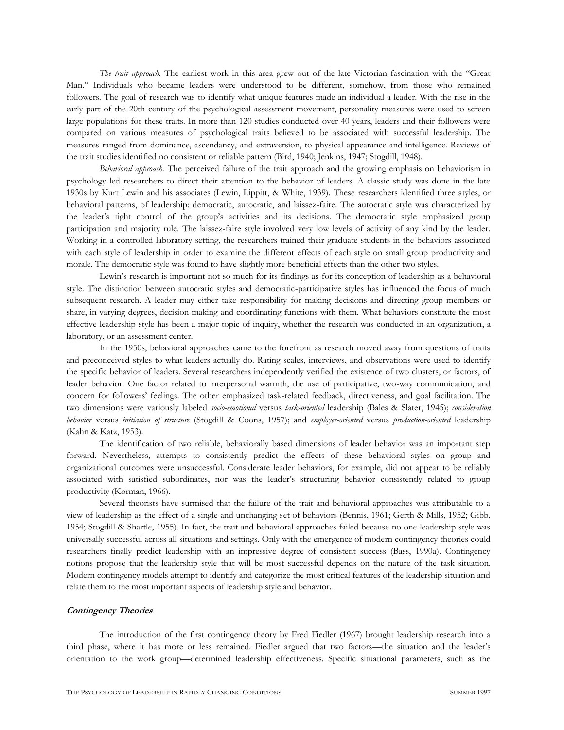*The trait approach.* The earliest work in this area grew out of the late Victorian fascination with the "Great Man." Individuals who became leaders were understood to be different, somehow, from those who remained followers. The goal of research was to identify what unique features made an individual a leader. With the rise in the early part of the 20th century of the psychological assessment movement, personality measures were used to screen large populations for these traits. In more than 120 studies conducted over 40 years, leaders and their followers were compared on various measures of psychological traits believed to be associated with successful leadership. The measures ranged from dominance, ascendancy, and extraversion, to physical appearance and intelligence. Reviews of the trait studies identified no consistent or reliable pattern (Bird, 1940; Jenkins, 1947; Stogdill, 1948).

*Behavioral approach.* The perceived failure of the trait approach and the growing emphasis on behaviorism in psychology led researchers to direct their attention to the behavior of leaders. A classic study was done in the late 1930s by Kurt Lewin and his associates (Lewin, Lippitt, & White, 1939). These researchers identified three styles, or behavioral patterns, of leadership: democratic, autocratic, and laissez-faire. The autocratic style was characterized by the leader's tight control of the group's activities and its decisions. The democratic style emphasized group participation and majority rule. The laissez-faire style involved very low levels of activity of any kind by the leader. Working in a controlled laboratory setting, the researchers trained their graduate students in the behaviors associated with each style of leadership in order to examine the different effects of each style on small group productivity and morale. The democratic style was found to have slightly more beneficial effects than the other two styles.

Lewin's research is important not so much for its findings as for its conception of leadership as a behavioral style. The distinction between autocratic styles and democratic-participative styles has influenced the focus of much subsequent research. A leader may either take responsibility for making decisions and directing group members or share, in varying degrees, decision making and coordinating functions with them. What behaviors constitute the most effective leadership style has been a major topic of inquiry, whether the research was conducted in an organization, a laboratory, or an assessment center.

In the 1950s, behavioral approaches came to the forefront as research moved away from questions of traits and preconceived styles to what leaders actually do. Rating scales, interviews, and observations were used to identify the specific behavior of leaders. Several researchers independently verified the existence of two clusters, or factors, of leader behavior. One factor related to interpersonal warmth, the use of participative, two-way communication, and concern for followers' feelings. The other emphasized task-related feedback, directiveness, and goal facilitation. The two dimensions were variously labeled *socio-emotional* versus *task-oriented* leadership (Bales & Slater, 1945); *consideration behavior* versus *initiation of structure* (Stogdill & Coons, 1957); and *employee-oriented* versus *production-oriented* leadership (Kahn & Katz, 1953).

The identification of two reliable, behaviorally based dimensions of leader behavior was an important step forward. Nevertheless, attempts to consistently predict the effects of these behavioral styles on group and organizational outcomes were unsuccessful. Considerate leader behaviors, for example, did not appear to be reliably associated with satisfied subordinates, nor was the leader's structuring behavior consistently related to group productivity (Korman, 1966).

Several theorists have surmised that the failure of the trait and behavioral approaches was attributable to a view of leadership as the effect of a single and unchanging set of behaviors (Bennis, 1961; Gerth & Mills, 1952; Gibb, 1954; Stogdill & Shartle, 1955). In fact, the trait and behavioral approaches failed because no one leadership style was universally successful across all situations and settings. Only with the emergence of modern contingency theories could researchers finally predict leadership with an impressive degree of consistent success (Bass, 1990a). Contingency notions propose that the leadership style that will be most successful depends on the nature of the task situation. Modern contingency models attempt to identify and categorize the most critical features of the leadership situation and relate them to the most important aspects of leadership style and behavior.

### ***Contingency Theories***

The introduction of the first contingency theory by Fred Fiedler (1967) brought leadership research into a third phase, where it has more or less remained. Fiedler argued that two factors—the situation and the leader's orientation to the work group—determined leadership effectiveness. Specific situational parameters, such as the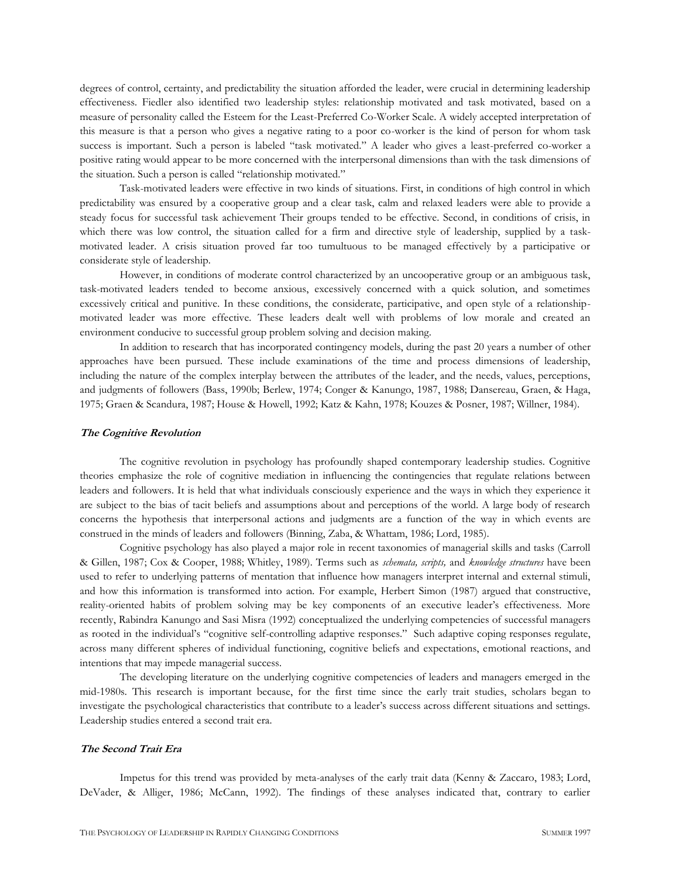degrees of control, certainty, and predictability the situation afforded the leader, were crucial in determining leadership effectiveness. Fiedler also identified two leadership styles: relationship motivated and task motivated, based on a measure of personality called the Esteem for the Least-Preferred Co-Worker Scale. A widely accepted interpretation of this measure is that a person who gives a negative rating to a poor co-worker is the kind of person for whom task success is important. Such a person is labeled "task motivated." A leader who gives a least-preferred co-worker a positive rating would appear to be more concerned with the interpersonal dimensions than with the task dimensions of the situation. Such a person is called "relationship motivated."

Task-motivated leaders were effective in two kinds of situations. First, in conditions of high control in which predictability was ensured by a cooperative group and a clear task, calm and relaxed leaders were able to provide a steady focus for successful task achievement Their groups tended to be effective. Second, in conditions of crisis, in which there was low control, the situation called for a firm and directive style of leadership, supplied by a task-motivated leader. A crisis situation proved far too tumultuous to be managed effectively by a participative or considerate style of leadership.

However, in conditions of moderate control characterized by an uncooperative group or an ambiguous task, task-motivated leaders tended to become anxious, excessively concerned with a quick solution, and sometimes excessively critical and punitive. In these conditions, the considerate, participative, and open style of a relationship-motivated leader was more effective. These leaders dealt well with problems of low morale and created an environment conducive to successful group problem solving and decision making.

In addition to research that has incorporated contingency models, during the past 20 years a number of other approaches have been pursued. These include examinations of the time and process dimensions of leadership, including the nature of the complex interplay between the attributes of the leader, and the needs, values, perceptions, and judgments of followers (Bass, 1990b; Berlew, 1974; Conger & Kanungo, 1987, 1988; Dansereau, Graen, & Haga, 1975; Graen & Scandura, 1987; House & Howell, 1992; Katz & Kahn, 1978; Kouzes & Posner, 1987; Willner, 1984).

### *The Cognitive Revolution*

The cognitive revolution in psychology has profoundly shaped contemporary leadership studies. Cognitive theories emphasize the role of cognitive mediation in influencing the contingencies that regulate relations between leaders and followers. It is held that what individuals consciously experience and the ways in which they experience it are subject to the bias of tacit beliefs and assumptions about and perceptions of the world. A large body of research concerns the hypothesis that interpersonal actions and judgments are a function of the way in which events are construed in the minds of leaders and followers (Binning, Zaba, & Whattam, 1986; Lord, 1985).

Cognitive psychology has also played a major role in recent taxonomies of managerial skills and tasks (Carroll & Gillen, 1987; Cox & Cooper, 1988; Whitley, 1989). Terms such as *schemata, scripts,* and *knowledge structures* have been used to refer to underlying patterns of mentation that influence how managers interpret internal and external stimuli, and how this information is transformed into action. For example, Herbert Simon (1987) argued that constructive, reality-oriented habits of problem solving may be key components of an executive leader's effectiveness. More recently, Rabindra Kanungo and Sasi Misra (1992) conceptualized the underlying competencies of successful managers as rooted in the individual's "cognitive self-controlling adaptive responses." Such adaptive coping responses regulate, across many different spheres of individual functioning, cognitive beliefs and expectations, emotional reactions, and intentions that may impede managerial success.

The developing literature on the underlying cognitive competencies of leaders and managers emerged in the mid-1980s. This research is important because, for the first time since the early trait studies, scholars began to investigate the psychological characteristics that contribute to a leader's success across different situations and settings. Leadership studies entered a second trait era.

### *The Second Trait Era*

Impetus for this trend was provided by meta-analyses of the early trait data (Kenny & Zaccaro, 1983; Lord, DeVader, & Alliger, 1986; McCann, 1992). The findings of these analyses indicated that, contrary to earlier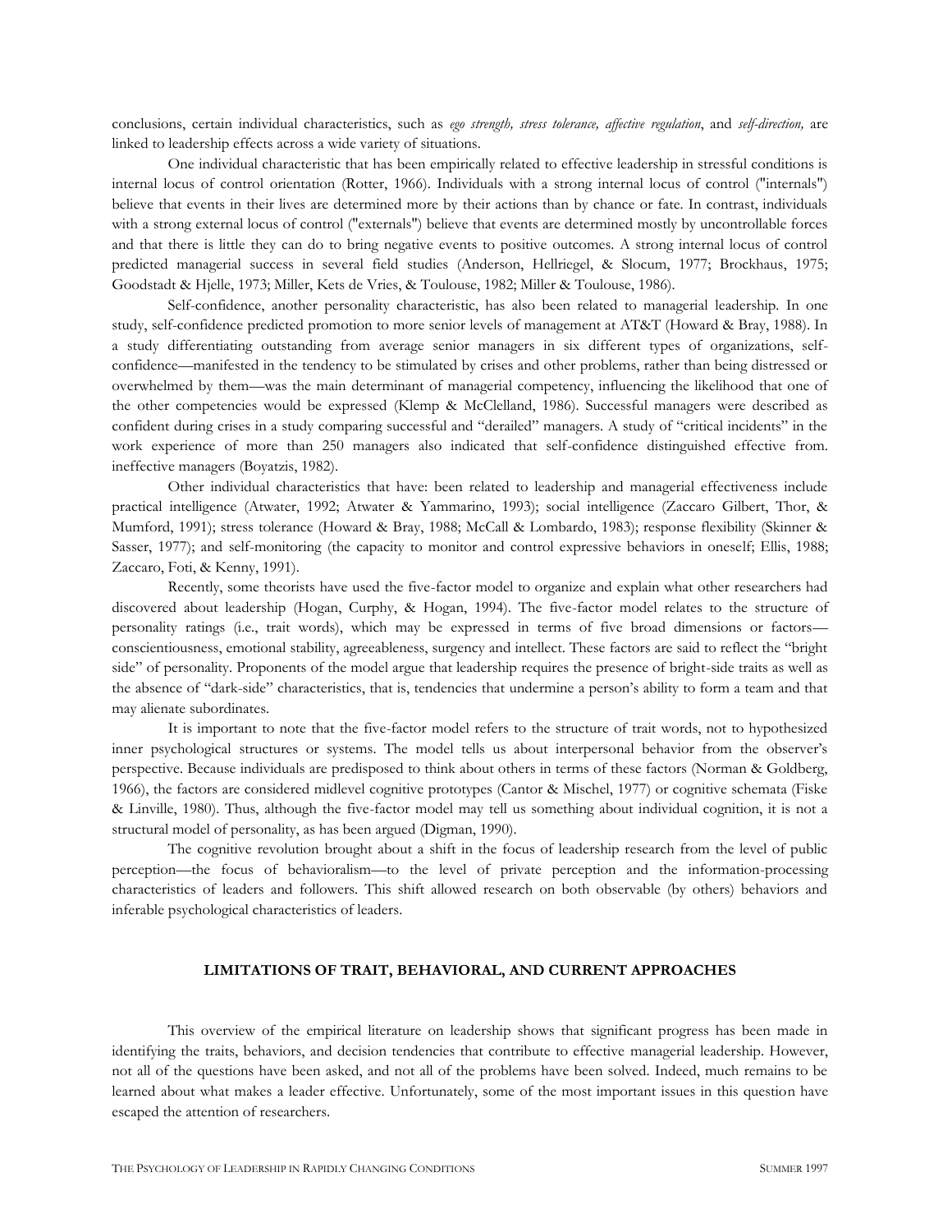conclusions, certain individual characteristics, such as *ego strength, stress tolerance, affective regulation*, and *self-direction,* are linked to leadership effects across a wide variety of situations.

One individual characteristic that has been empirically related to effective leadership in stressful conditions is internal locus of control orientation (Rotter, 1966). Individuals with a strong internal locus of control ("internals") believe that events in their lives are determined more by their actions than by chance or fate. In contrast, individuals with a strong external locus of control ("externals") believe that events are determined mostly by uncontrollable forces and that there is little they can do to bring negative events to positive outcomes. A strong internal locus of control predicted managerial success in several field studies (Anderson, Hellriegel, & Slocum, 1977; Brockhaus, 1975; Goodstadt & Hjelle, 1973; Miller, Kets de Vries, & Toulouse, 1982; Miller & Toulouse, 1986).

Self-confidence, another personality characteristic, has also been related to managerial leadership. In one study, self-confidence predicted promotion to more senior levels of management at AT&T (Howard & Bray, 1988). In a study differentiating outstanding from average senior managers in six different types of organizations, self-confidence—manifested in the tendency to be stimulated by crises and other problems, rather than being distressed or overwhelmed by them—was the main determinant of managerial competency, influencing the likelihood that one of the other competencies would be expressed (Klemp & McClelland, 1986). Successful managers were described as confident during crises in a study comparing successful and "derailed" managers. A study of "critical incidents" in the work experience of more than 250 managers also indicated that self-confidence distinguished effective from. ineffective managers (Boyatzis, 1982).

Other individual characteristics that have: been related to leadership and managerial effectiveness include practical intelligence (Atwater, 1992; Atwater & Yammarino, 1993); social intelligence (Zaccaro Gilbert, Thor, & Mumford, 1991); stress tolerance (Howard & Bray, 1988; McCall & Lombardo, 1983); response flexibility (Skinner & Sasser, 1977); and self-monitoring (the capacity to monitor and control expressive behaviors in oneself; Ellis, 1988; Zaccaro, Foti, & Kenny, 1991).

Recently, some theorists have used the five-factor model to organize and explain what other researchers had discovered about leadership (Hogan, Curphy, & Hogan, 1994). The five-factor model relates to the structure of personality ratings (i.e., trait words), which may be expressed in terms of five broad dimensions or factors—conscientiousness, emotional stability, agreeableness, surgency and intellect. These factors are said to reflect the "bright side" of personality. Proponents of the model argue that leadership requires the presence of bright-side traits as well as the absence of "dark-side" characteristics, that is, tendencies that undermine a person's ability to form a team and that may alienate subordinates.

It is important to note that the five-factor model refers to the structure of trait words, not to hypothesized inner psychological structures or systems. The model tells us about interpersonal behavior from the observer's perspective. Because individuals are predisposed to think about others in terms of these factors (Norman & Goldberg, 1966), the factors are considered midlevel cognitive prototypes (Cantor & Mischel, 1977) or cognitive schemata (Fiske & Linville, 1980). Thus, although the five-factor model may tell us something about individual cognition, it is not a structural model of personality, as has been argued (Digman, 1990).

The cognitive revolution brought about a shift in the focus of leadership research from the level of public perception—the focus of behavioralism—to the level of private perception and the information-processing characteristics of leaders and followers. This shift allowed research on both observable (by others) behaviors and inferable psychological characteristics of leaders.

## LIMITATIONS OF TRAIT, BEHAVIORAL, AND CURRENT APPROACHES

This overview of the empirical literature on leadership shows that significant progress has been made in identifying the traits, behaviors, and decision tendencies that contribute to effective managerial leadership. However, not all of the questions have been asked, and not all of the problems have been solved. Indeed, much remains to be learned about what makes a leader effective. Unfortunately, some of the most important issues in this question have escaped the attention of researchers.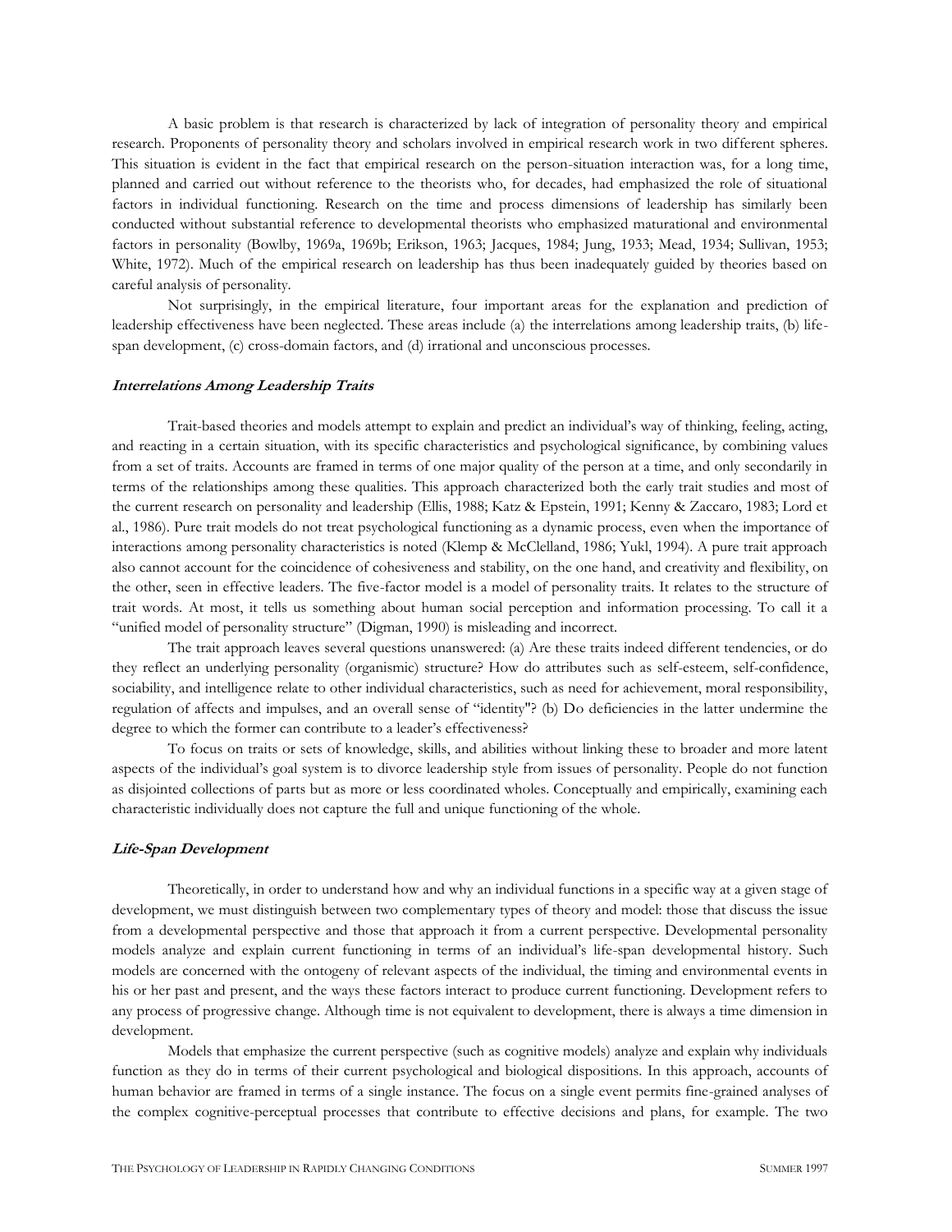A basic problem is that research is characterized by lack of integration of personality theory and empirical research. Proponents of personality theory and scholars involved in empirical research work in two different spheres. This situation is evident in the fact that empirical research on the person-situation interaction was, for a long time, planned and carried out without reference to the theorists who, for decades, had emphasized the role of situational factors in individual functioning. Research on the time and process dimensions of leadership has similarly been conducted without substantial reference to developmental theorists who emphasized maturational and environmental factors in personality (Bowlby, 1969a, 1969b; Erikson, 1963; Jacques, 1984; Jung, 1933; Mead, 1934; Sullivan, 1953; White, 1972). Much of the empirical research on leadership has thus been inadequately guided by theories based on careful analysis of personality.

Not surprisingly, in the empirical literature, four important areas for the explanation and prediction of leadership effectiveness have been neglected. These areas include (a) the interrelations among leadership traits, (b) life-span development, (c) cross-domain factors, and (d) irrational and unconscious processes.

#### *Interrelations Among Leadership Traits*

Trait-based theories and models attempt to explain and predict an individual's way of thinking, feeling, acting, and reacting in a certain situation, with its specific characteristics and psychological significance, by combining values from a set of traits. Accounts are framed in terms of one major quality of the person at a time, and only secondarily in terms of the relationships among these qualities. This approach characterized both the early trait studies and most of the current research on personality and leadership (Ellis, 1988; Katz & Epstein, 1991; Kenny & Zaccaro, 1983; Lord et al., 1986). Pure trait models do not treat psychological functioning as a dynamic process, even when the importance of interactions among personality characteristics is noted (Klemp & McClelland, 1986; Yukl, 1994). A pure trait approach also cannot account for the coincidence of cohesiveness and stability, on the one hand, and creativity and flexibility, on the other, seen in effective leaders. The five-factor model is a model of personality traits. It relates to the structure of trait words. At most, it tells us something about human social perception and information processing. To call it a "unified model of personality structure" (Digman, 1990) is misleading and incorrect.

The trait approach leaves several questions unanswered: (a) Are these traits indeed different tendencies, or do they reflect an underlying personality (organismic) structure? How do attributes such as self-esteem, self-confidence, sociability, and intelligence relate to other individual characteristics, such as need for achievement, moral responsibility, regulation of affects and impulses, and an overall sense of "identity"? (b) Do deficiencies in the latter undermine the degree to which the former can contribute to a leader's effectiveness?

To focus on traits or sets of knowledge, skills, and abilities without linking these to broader and more latent aspects of the individual's goal system is to divorce leadership style from issues of personality. People do not function as disjointed collections of parts but as more or less coordinated wholes. Conceptually and empirically, examining each characteristic individually does not capture the full and unique functioning of the whole.

#### *Life-Span Development*

Theoretically, in order to understand how and why an individual functions in a specific way at a given stage of development, we must distinguish between two complementary types of theory and model: those that discuss the issue from a developmental perspective and those that approach it from a current perspective. Developmental personality models analyze and explain current functioning in terms of an individual's life-span developmental history. Such models are concerned with the ontogeny of relevant aspects of the individual, the timing and environmental events in his or her past and present, and the ways these factors interact to produce current functioning. Development refers to any process of progressive change. Although time is not equivalent to development, there is always a time dimension in development.

Models that emphasize the current perspective (such as cognitive models) analyze and explain why individuals function as they do in terms of their current psychological and biological dispositions. In this approach, accounts of human behavior are framed in terms of a single instance. The focus on a single event permits fine-grained analyses of the complex cognitive-perceptual processes that contribute to effective decisions and plans, for example. The two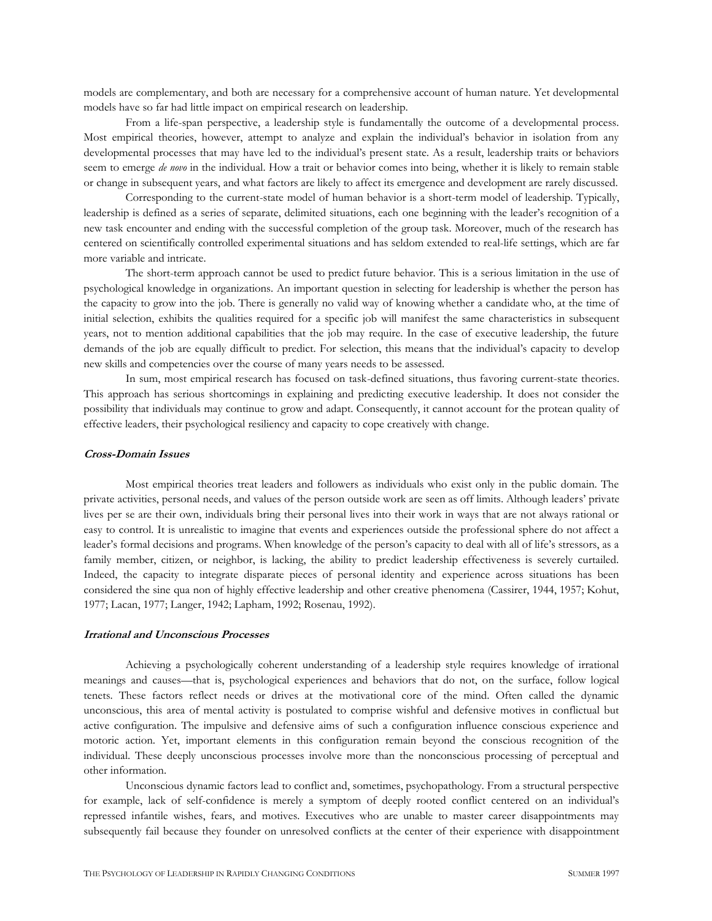models are complementary, and both are necessary for a comprehensive account of human nature. Yet developmental models have so far had little impact on empirical research on leadership.

From a life-span perspective, a leadership style is fundamentally the outcome of a developmental process. Most empirical theories, however, attempt to analyze and explain the individual's behavior in isolation from any developmental processes that may have led to the individual's present state. As a result, leadership traits or behaviors seem to emerge *de novo* in the individual. How a trait or behavior comes into being, whether it is likely to remain stable or change in subsequent years, and what factors are likely to affect its emergence and development are rarely discussed.

Corresponding to the current-state model of human behavior is a short-term model of leadership. Typically, leadership is defined as a series of separate, delimited situations, each one beginning with the leader's recognition of a new task encounter and ending with the successful completion of the group task. Moreover, much of the research has centered on scientifically controlled experimental situations and has seldom extended to real-life settings, which are far more variable and intricate.

The short-term approach cannot be used to predict future behavior. This is a serious limitation in the use of psychological knowledge in organizations. An important question in selecting for leadership is whether the person has the capacity to grow into the job. There is generally no valid way of knowing whether a candidate who, at the time of initial selection, exhibits the qualities required for a specific job will manifest the same characteristics in subsequent years, not to mention additional capabilities that the job may require. In the case of executive leadership, the future demands of the job are equally difficult to predict. For selection, this means that the individual's capacity to develop new skills and competencies over the course of many years needs to be assessed.

In sum, most empirical research has focused on task-defined situations, thus favoring current-state theories. This approach has serious shortcomings in explaining and predicting executive leadership. It does not consider the possibility that individuals may continue to grow and adapt. Consequently, it cannot account for the protean quality of effective leaders, their psychological resiliency and capacity to cope creatively with change.

### *Cross-Domain Issues*

Most empirical theories treat leaders and followers as individuals who exist only in the public domain. The private activities, personal needs, and values of the person outside work are seen as off limits. Although leaders' private lives per se are their own, individuals bring their personal lives into their work in ways that are not always rational or easy to control. It is unrealistic to imagine that events and experiences outside the professional sphere do not affect a leader's formal decisions and programs. When knowledge of the person's capacity to deal with all of life's stressors, as a family member, citizen, or neighbor, is lacking, the ability to predict leadership effectiveness is severely curtailed. Indeed, the capacity to integrate disparate pieces of personal identity and experience across situations has been considered the sine qua non of highly effective leadership and other creative phenomena (Cassirer, 1944, 1957; Kohut, 1977; Lacan, 1977; Langer, 1942; Lapham, 1992; Rosenau, 1992).

### *Irrational and Unconscious Processes*

Achieving a psychologically coherent understanding of a leadership style requires knowledge of irrational meanings and causes—that is, psychological experiences and behaviors that do not, on the surface, follow logical tenets. These factors reflect needs or drives at the motivational core of the mind. Often called the dynamic unconscious, this area of mental activity is postulated to comprise wishful and defensive motives in conflictual but active configuration. The impulsive and defensive aims of such a configuration influence conscious experience and motoric action. Yet, important elements in this configuration remain beyond the conscious recognition of the individual. These deeply unconscious processes involve more than the nonconscious processing of perceptual and other information.

Unconscious dynamic factors lead to conflict and, sometimes, psychopathology. From a structural perspective for example, lack of self-confidence is merely a symptom of deeply rooted conflict centered on an individual's repressed infantile wishes, fears, and motives. Executives who are unable to master career disappointments may subsequently fail because they founder on unresolved conflicts at the center of their experience with disappointment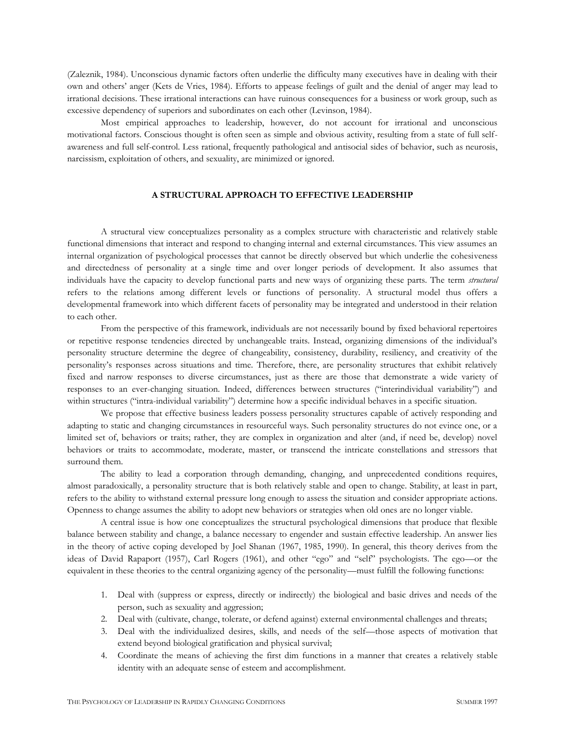(Zaleznik, 1984). Unconscious dynamic factors often underlie the difficulty many executives have in dealing with their own and others' anger (Kets de Vries, 1984). Efforts to appease feelings of guilt and the denial of anger may lead to irrational decisions. These irrational interactions can have ruinous consequences for a business or work group, such as excessive dependency of superiors and subordinates on each other (Levinson, 1984).

Most empirical approaches to leadership, however, do not account for irrational and unconscious motivational factors. Conscious thought is often seen as simple and obvious activity, resulting from a state of full self-awareness and full self-control. Less rational, frequently pathological and antisocial sides of behavior, such as neurosis, narcissism, exploitation of others, and sexuality, are minimized or ignored.

## A STRUCTURAL APPROACH TO EFFECTIVE LEADERSHIP

A structural view conceptualizes personality as a complex structure with characteristic and relatively stable functional dimensions that interact and respond to changing internal and external circumstances. This view assumes an internal organization of psychological processes that cannot be directly observed but which underlie the cohesiveness and directedness of personality at a single time and over longer periods of development. It also assumes that individuals have the capacity to develop functional parts and new ways of organizing these parts. The term *structural* refers to the relations among different levels or functions of personality. A structural model thus offers a developmental framework into which different facets of personality may be integrated and understood in their relation to each other.

From the perspective of this framework, individuals are not necessarily bound by fixed behavioral repertoires or repetitive response tendencies directed by unchangeable traits. Instead, organizing dimensions of the individual's personality structure determine the degree of changeability, consistency, durability, resiliency, and creativity of the personality's responses across situations and time. Therefore, there, are personality structures that exhibit relatively fixed and narrow responses to diverse circumstances, just as there are those that demonstrate a wide variety of responses to an ever-changing situation. Indeed, differences between structures ("interindividual variability") and within structures ("intra-individual variability") determine how a specific individual behaves in a specific situation.

We propose that effective business leaders possess personality structures capable of actively responding and adapting to static and changing circumstances in resourceful ways. Such personality structures do not evince one, or a limited set of, behaviors or traits; rather, they are complex in organization and alter (and, if need be, develop) novel behaviors or traits to accommodate, moderate, master, or transcend the intricate constellations and stressors that surround them.

The ability to lead a corporation through demanding, changing, and unprecedented conditions requires, almost paradoxically, a personality structure that is both relatively stable and open to change. Stability, at least in part, refers to the ability to withstand external pressure long enough to assess the situation and consider appropriate actions. Openness to change assumes the ability to adopt new behaviors or strategies when old ones are no longer viable.

A central issue is how one conceptualizes the structural psychological dimensions that produce that flexible balance between stability and change, a balance necessary to engender and sustain effective leadership. An answer lies in the theory of active coping developed by Joel Shanan (1967, 1985, 1990). In general, this theory derives from the ideas of David Rapaport (1957), Carl Rogers (1961), and other "ego" and "self" psychologists. The ego—or the equivalent in these theories to the central organizing agency of the personality—must fulfill the following functions:

1. Deal with (suppress or express, directly or indirectly) the biological and basic drives and needs of the person, such as sexuality and aggression;
2. Deal with (cultivate, change, tolerate, or defend against) external environmental challenges and threats;
3. Deal with the individualized desires, skills, and needs of the self—those aspects of motivation that extend beyond biological gratification and physical survival;
4. Coordinate the means of achieving the first dim functions in a manner that creates a relatively stable identity with an adequate sense of esteem and accomplishment.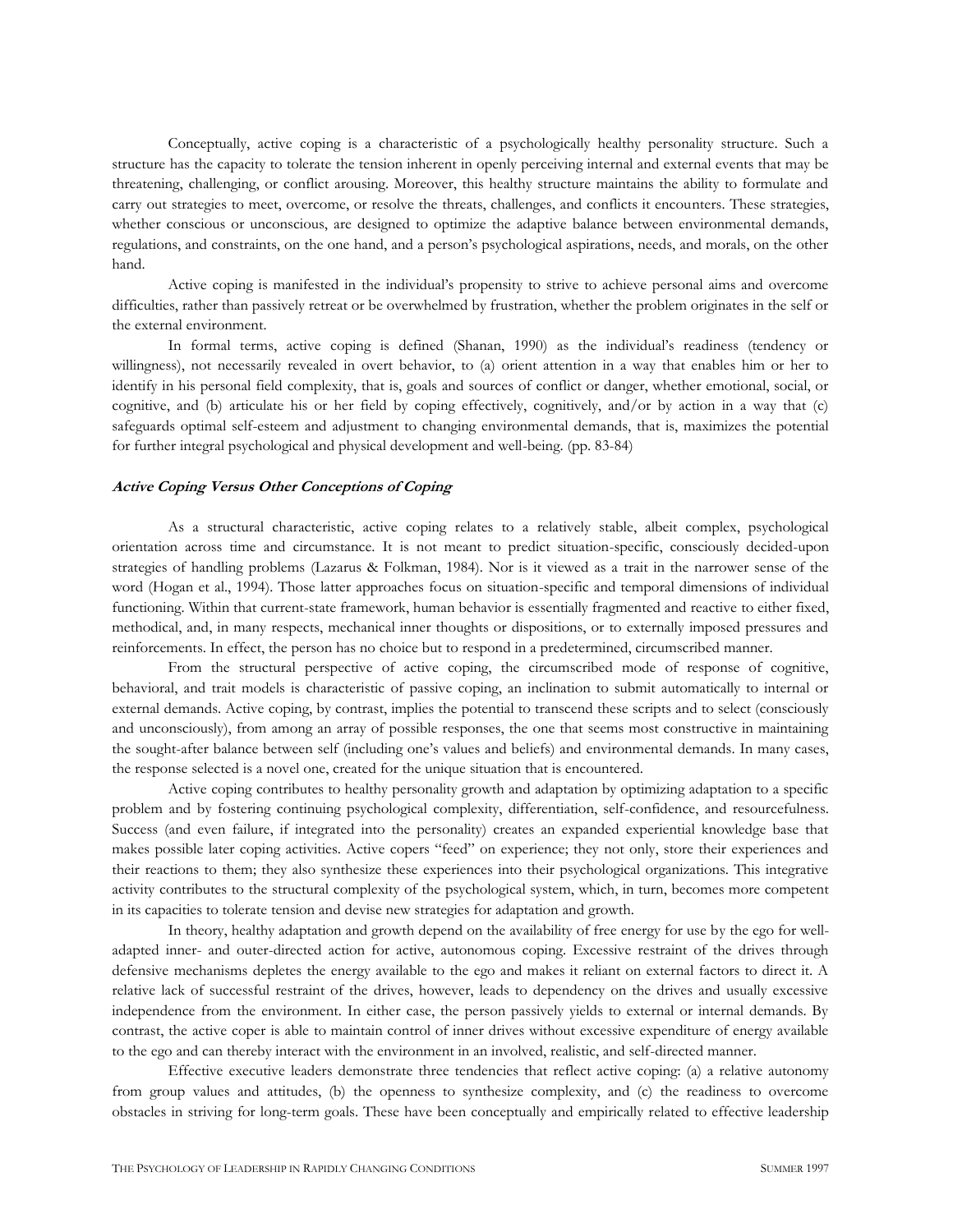Conceptually, active coping is a characteristic of a psychologically healthy personality structure. Such a structure has the capacity to tolerate the tension inherent in openly perceiving internal and external events that may be threatening, challenging, or conflict arousing. Moreover, this healthy structure maintains the ability to formulate and carry out strategies to meet, overcome, or resolve the threats, challenges, and conflicts it encounters. These strategies, whether conscious or unconscious, are designed to optimize the adaptive balance between environmental demands, regulations, and constraints, on the one hand, and a person's psychological aspirations, needs, and morals, on the other hand.

Active coping is manifested in the individual's propensity to strive to achieve personal aims and overcome difficulties, rather than passively retreat or be overwhelmed by frustration, whether the problem originates in the self or the external environment.

In formal terms, active coping is defined (Shanan, 1990) as the individual's readiness (tendency or willingness), not necessarily revealed in overt behavior, to (a) orient attention in a way that enables him or her to identify in his personal field complexity, that is, goals and sources of conflict or danger, whether emotional, social, or cognitive, and (b) articulate his or her field by coping effectively, cognitively, and/or by action in a way that (c) safeguards optimal self-esteem and adjustment to changing environmental demands, that is, maximizes the potential for further integral psychological and physical development and well-being. (pp. 83-84)

### *Active Coping Versus Other Conceptions of Coping*

As a structural characteristic, active coping relates to a relatively stable, albeit complex, psychological orientation across time and circumstance. It is not meant to predict situation-specific, consciously decided-upon strategies of handling problems (Lazarus & Folkman, 1984). Nor is it viewed as a trait in the narrower sense of the word (Hogan et al., 1994). Those latter approaches focus on situation-specific and temporal dimensions of individual functioning. Within that current-state framework, human behavior is essentially fragmented and reactive to either fixed, methodical, and, in many respects, mechanical inner thoughts or dispositions, or to externally imposed pressures and reinforcements. In effect, the person has no choice but to respond in a predetermined, circumscribed manner.

From the structural perspective of active coping, the circumscribed mode of response of cognitive, behavioral, and trait models is characteristic of passive coping, an inclination to submit automatically to internal or external demands. Active coping, by contrast, implies the potential to transcend these scripts and to select (consciously and unconsciously), from among an array of possible responses, the one that seems most constructive in maintaining the sought-after balance between self (including one's values and beliefs) and environmental demands. In many cases, the response selected is a novel one, created for the unique situation that is encountered.

Active coping contributes to healthy personality growth and adaptation by optimizing adaptation to a specific problem and by fostering continuing psychological complexity, differentiation, self-confidence, and resourcefulness. Success (and even failure, if integrated into the personality) creates an expanded experiential knowledge base that makes possible later coping activities. Active copers "feed" on experience; they not only, store their experiences and their reactions to them; they also synthesize these experiences into their psychological organizations. This integrative activity contributes to the structural complexity of the psychological system, which, in turn, becomes more competent in its capacities to tolerate tension and devise new strategies for adaptation and growth.

In theory, healthy adaptation and growth depend on the availability of free energy for use by the ego for well-adapted inner- and outer-directed action for active, autonomous coping. Excessive restraint of the drives through defensive mechanisms depletes the energy available to the ego and makes it reliant on external factors to direct it. A relative lack of successful restraint of the drives, however, leads to dependency on the drives and usually excessive independence from the environment. In either case, the person passively yields to external or internal demands. By contrast, the active coper is able to maintain control of inner drives without excessive expenditure of energy available to the ego and can thereby interact with the environment in an involved, realistic, and self-directed manner.

Effective executive leaders demonstrate three tendencies that reflect active coping: (a) a relative autonomy from group values and attitudes, (b) the openness to synthesize complexity, and (c) the readiness to overcome obstacles in striving for long-term goals. These have been conceptually and empirically related to effective leadership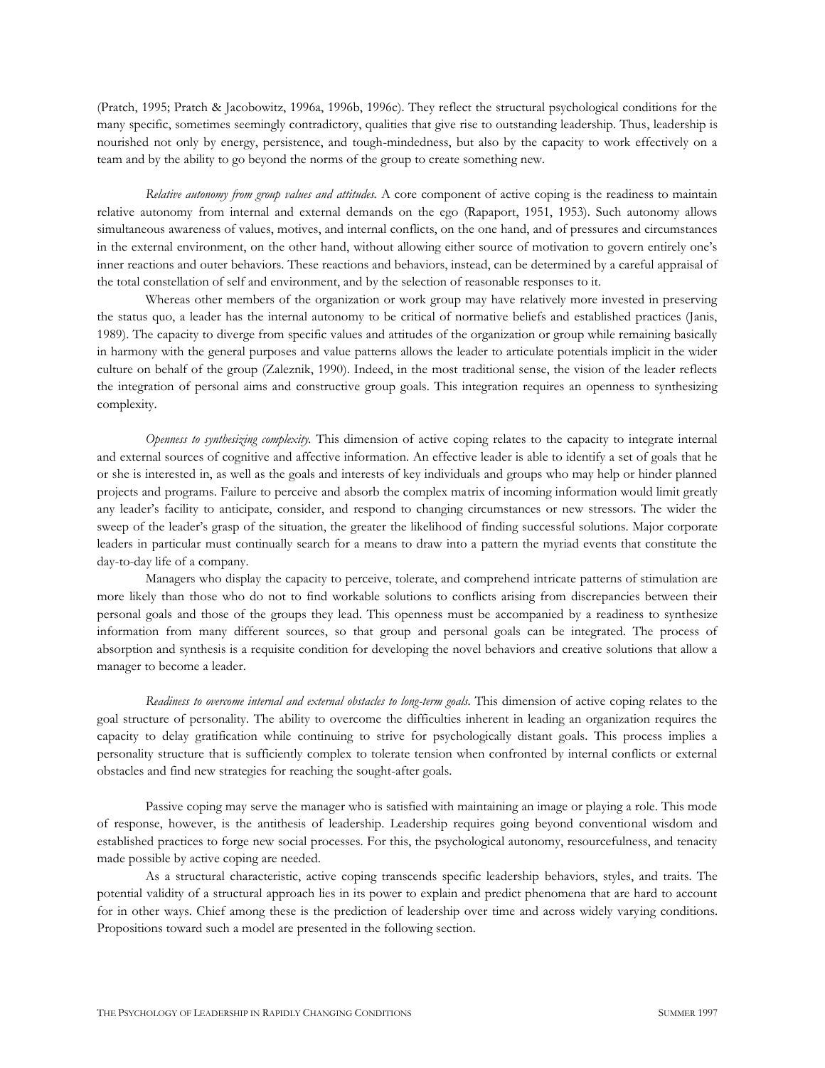(Pratch, 1995; Pratch & Jacobowitz, 1996a, 1996b, 1996c). They reflect the structural psychological conditions for the many specific, sometimes seemingly contradictory, qualities that give rise to outstanding leadership. Thus, leadership is nourished not only by energy, persistence, and tough-mindedness, but also by the capacity to work effectively on a team and by the ability to go beyond the norms of the group to create something new.

*Relative autonomy from group values and attitudes.* A core component of active coping is the readiness to maintain relative autonomy from internal and external demands on the ego (Rapaport, 1951, 1953). Such autonomy allows simultaneous awareness of values, motives, and internal conflicts, on the one hand, and of pressures and circumstances in the external environment, on the other hand, without allowing either source of motivation to govern entirely one's inner reactions and outer behaviors. These reactions and behaviors, instead, can be determined by a careful appraisal of the total constellation of self and environment, and by the selection of reasonable responses to it.

Whereas other members of the organization or work group may have relatively more invested in preserving the status quo, a leader has the internal autonomy to be critical of normative beliefs and established practices (Janis, 1989). The capacity to diverge from specific values and attitudes of the organization or group while remaining basically in harmony with the general purposes and value patterns allows the leader to articulate potentials implicit in the wider culture on behalf of the group (Zaleznik, 1990). Indeed, in the most traditional sense, the vision of the leader reflects the integration of personal aims and constructive group goals. This integration requires an openness to synthesizing complexity.

*Openness to synthesizing complexity.* This dimension of active coping relates to the capacity to integrate internal and external sources of cognitive and affective information. An effective leader is able to identify a set of goals that he or she is interested in, as well as the goals and interests of key individuals and groups who may help or hinder planned projects and programs. Failure to perceive and absorb the complex matrix of incoming information would limit greatly any leader's facility to anticipate, consider, and respond to changing circumstances or new stressors. The wider the sweep of the leader's grasp of the situation, the greater the likelihood of finding successful solutions. Major corporate leaders in particular must continually search for a means to draw into a pattern the myriad events that constitute the day-to-day life of a company.

Managers who display the capacity to perceive, tolerate, and comprehend intricate patterns of stimulation are more likely than those who do not to find workable solutions to conflicts arising from discrepancies between their personal goals and those of the groups they lead. This openness must be accompanied by a readiness to synthesize information from many different sources, so that group and personal goals can be integrated. The process of absorption and synthesis is a requisite condition for developing the novel behaviors and creative solutions that allow a manager to become a leader.

*Readiness to overcome internal and external obstacles to long-term goals.* This dimension of active coping relates to the goal structure of personality. The ability to overcome the difficulties inherent in leading an organization requires the capacity to delay gratification while continuing to strive for psychologically distant goals. This process implies a personality structure that is sufficiently complex to tolerate tension when confronted by internal conflicts or external obstacles and find new strategies for reaching the sought-after goals.

Passive coping may serve the manager who is satisfied with maintaining an image or playing a role. This mode of response, however, is the antithesis of leadership. Leadership requires going beyond conventional wisdom and established practices to forge new social processes. For this, the psychological autonomy, resourcefulness, and tenacity made possible by active coping are needed.

As a structural characteristic, active coping transcends specific leadership behaviors, styles, and traits. The potential validity of a structural approach lies in its power to explain and predict phenomena that are hard to account for in other ways. Chief among these is the prediction of leadership over time and across widely varying conditions. Propositions toward such a model are presented in the following section.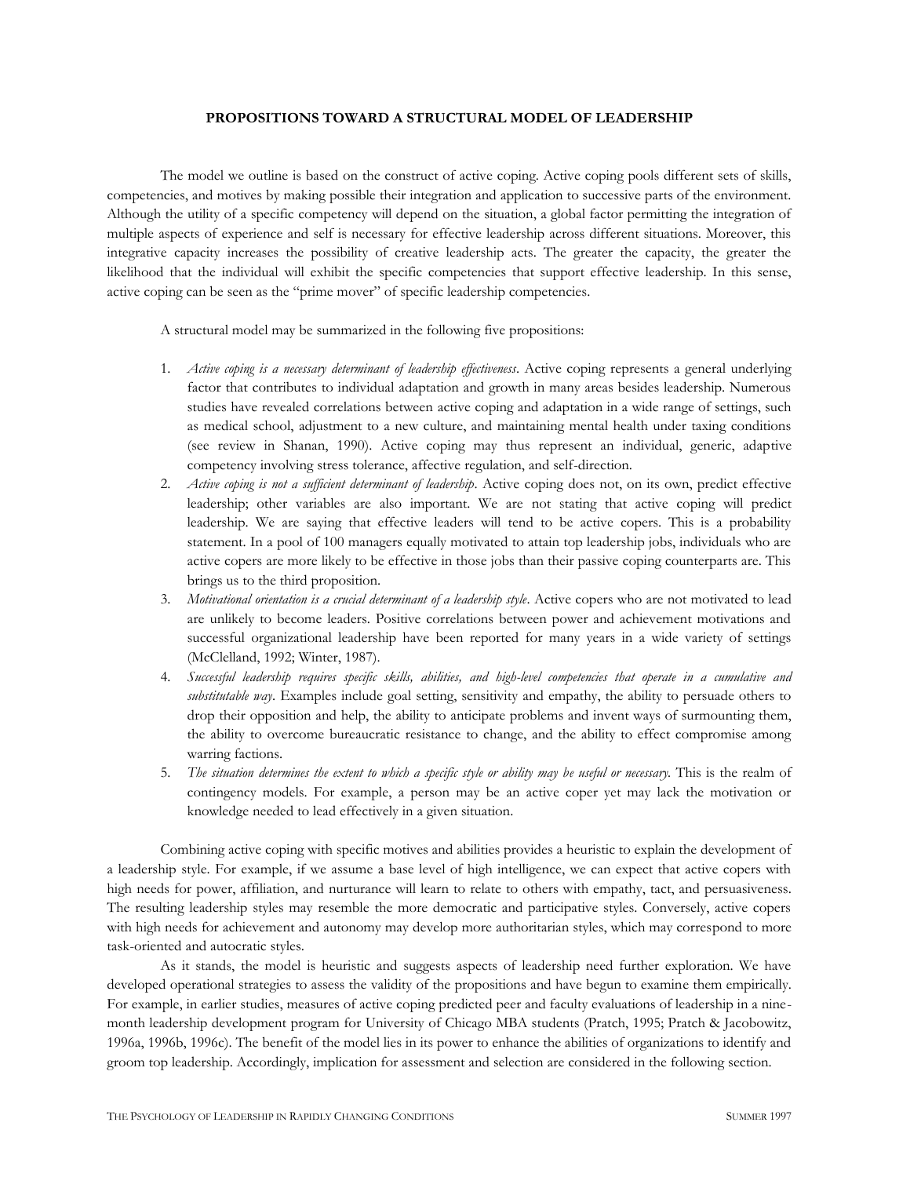## PROPOSITIONS TOWARD A STRUCTURAL MODEL OF LEADERSHIP

The model we outline is based on the construct of active coping. Active coping pools different sets of skills, competencies, and motives by making possible their integration and application to successive parts of the environment. Although the utility of a specific competency will depend on the situation, a global factor permitting the integration of multiple aspects of experience and self is necessary for effective leadership across different situations. Moreover, this integrative capacity increases the possibility of creative leadership acts. The greater the capacity, the greater the likelihood that the individual will exhibit the specific competencies that support effective leadership. In this sense, active coping can be seen as the "prime mover" of specific leadership competencies.

A structural model may be summarized in the following five propositions:

1. *Active coping is a necessary determinant of leadership effectiveness*. Active coping represents a general underlying factor that contributes to individual adaptation and growth in many areas besides leadership. Numerous studies have revealed correlations between active coping and adaptation in a wide range of settings, such as medical school, adjustment to a new culture, and maintaining mental health under taxing conditions (see review in Shanan, 1990). Active coping may thus represent an individual, generic, adaptive competency involving stress tolerance, affective regulation, and self-direction.
2. *Active coping is not a sufficient determinant of leadership*. Active coping does not, on its own, predict effective leadership; other variables are also important. We are not stating that active coping will predict leadership. We are saying that effective leaders will tend to be active copers. This is a probability statement. In a pool of 100 managers equally motivated to attain top leadership jobs, individuals who are active copers are more likely to be effective in those jobs than their passive coping counterparts are. This brings us to the third proposition.
3. *Motivational orientation is a crucial determinant of a leadership style*. Active copers who are not motivated to lead are unlikely to become leaders. Positive correlations between power and achievement motivations and successful organizational leadership have been reported for many years in a wide variety of settings (McClelland, 1992; Winter, 1987).
4. *Successful leadership requires specific skills, abilities, and high-level competencies that operate in a cumulative and substitutable way*. Examples include goal setting, sensitivity and empathy, the ability to persuade others to drop their opposition and help, the ability to anticipate problems and invent ways of surmounting them, the ability to overcome bureaucratic resistance to change, and the ability to effect compromise among warring factions.
5. *The situation determines the extent to which a specific style or ability may be useful or necessary.* This is the realm of contingency models. For example, a person may be an active coper yet may lack the motivation or knowledge needed to lead effectively in a given situation.

Combining active coping with specific motives and abilities provides a heuristic to explain the development of a leadership style. For example, if we assume a base level of high intelligence, we can expect that active copers with high needs for power, affiliation, and nurturance will learn to relate to others with empathy, tact, and persuasiveness. The resulting leadership styles may resemble the more democratic and participative styles. Conversely, active copers with high needs for achievement and autonomy may develop more authoritarian styles, which may correspond to more task-oriented and autocratic styles.

As it stands, the model is heuristic and suggests aspects of leadership need further exploration. We have developed operational strategies to assess the validity of the propositions and have begun to examine them empirically. For example, in earlier studies, measures of active coping predicted peer and faculty evaluations of leadership in a nine-month leadership development program for University of Chicago MBA students (Pratch, 1995; Pratch & Jacobowitz, 1996a, 1996b, 1996c). The benefit of the model lies in its power to enhance the abilities of organizations to identify and groom top leadership. Accordingly, implication for assessment and selection are considered in the following section.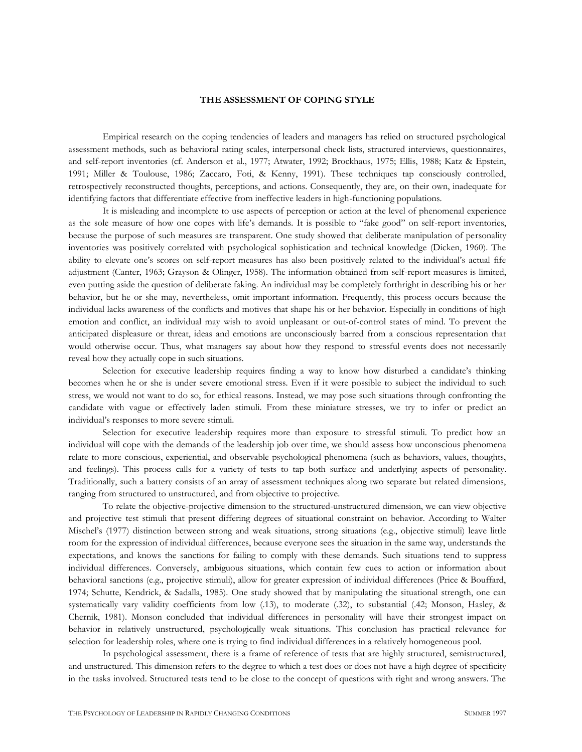### THE ASSESSMENT OF COPING STYLE

Empirical research on the coping tendencies of leaders and managers has relied on structured psychological assessment methods, such as behavioral rating scales, interpersonal check lists, structured interviews, questionnaires, and self-report inventories (cf. Anderson et al., 1977; Atwater, 1992; Brockhaus, 1975; Ellis, 1988; Katz & Epstein, 1991; Miller & Toulouse, 1986; Zaccaro, Foti, & Kenny, 1991). These techniques tap consciously controlled, retrospectively reconstructed thoughts, perceptions, and actions. Consequently, they are, on their own, inadequate for identifying factors that differentiate effective from ineffective leaders in high-functioning populations.

It is misleading and incomplete to use aspects of perception or action at the level of phenomenal experience as the sole measure of how one copes with life's demands. It is possible to "fake good" on self-report inventories, because the purpose of such measures are transparent. One study showed that deliberate manipulation of personality inventories was positively correlated with psychological sophistication and technical knowledge (Dicken, 1960). The ability to elevate one's scores on self-report measures has also been positively related to the individual's actual fife adjustment (Canter, 1963; Grayson & Olinger, 1958). The information obtained from self-report measures is limited, even putting aside the question of deliberate faking. An individual may be completely forthright in describing his or her behavior, but he or she may, nevertheless, omit important information. Frequently, this process occurs because the individual lacks awareness of the conflicts and motives that shape his or her behavior. Especially in conditions of high emotion and conflict, an individual may wish to avoid unpleasant or out-of-control states of mind. To prevent the anticipated displeasure or threat, ideas and emotions are unconsciously barred from a conscious representation that would otherwise occur. Thus, what managers say about how they respond to stressful events does not necessarily reveal how they actually cope in such situations.

Selection for executive leadership requires finding a way to know how disturbed a candidate's thinking becomes when he or she is under severe emotional stress. Even if it were possible to subject the individual to such stress, we would not want to do so, for ethical reasons. Instead, we may pose such situations through confronting the candidate with vague or effectively laden stimuli. From these miniature stresses, we try to infer or predict an individual's responses to more severe stimuli.

Selection for executive leadership requires more than exposure to stressful stimuli. To predict how an individual will cope with the demands of the leadership job over time, we should assess how unconscious phenomena relate to more conscious, experiential, and observable psychological phenomena (such as behaviors, values, thoughts, and feelings). This process calls for a variety of tests to tap both surface and underlying aspects of personality. Traditionally, such a battery consists of an array of assessment techniques along two separate but related dimensions, ranging from structured to unstructured, and from objective to projective.

To relate the objective-projective dimension to the structured-unstructured dimension, we can view objective and projective test stimuli that present differing degrees of situational constraint on behavior. According to Walter Mischel's (1977) distinction between strong and weak situations, strong situations (e.g., objective stimuli) leave little room for the expression of individual differences, because everyone sees the situation in the same way, understands the expectations, and knows the sanctions for failing to comply with these demands. Such situations tend to suppress individual differences. Conversely, ambiguous situations, which contain few cues to action or information about behavioral sanctions (e.g., projective stimuli), allow for greater expression of individual differences (Price & Bouffard, 1974; Schutte, Kendrick, & Sadalla, 1985). One study showed that by manipulating the situational strength, one can systematically vary validity coefficients from low (.13), to moderate (.32), to substantial (.42; Monson, Hasley, & Chernik, 1981). Monson concluded that individual differences in personality will have their strongest impact on behavior in relatively unstructured, psychologically weak situations. This conclusion has practical relevance for selection for leadership roles, where one is trying to find individual differences in a relatively homogeneous pool.

In psychological assessment, there is a frame of reference of tests that are highly structured, semistructured, and unstructured. This dimension refers to the degree to which a test does or does not have a high degree of specificity in the tasks involved. Structured tests tend to be close to the concept of questions with right and wrong answers. The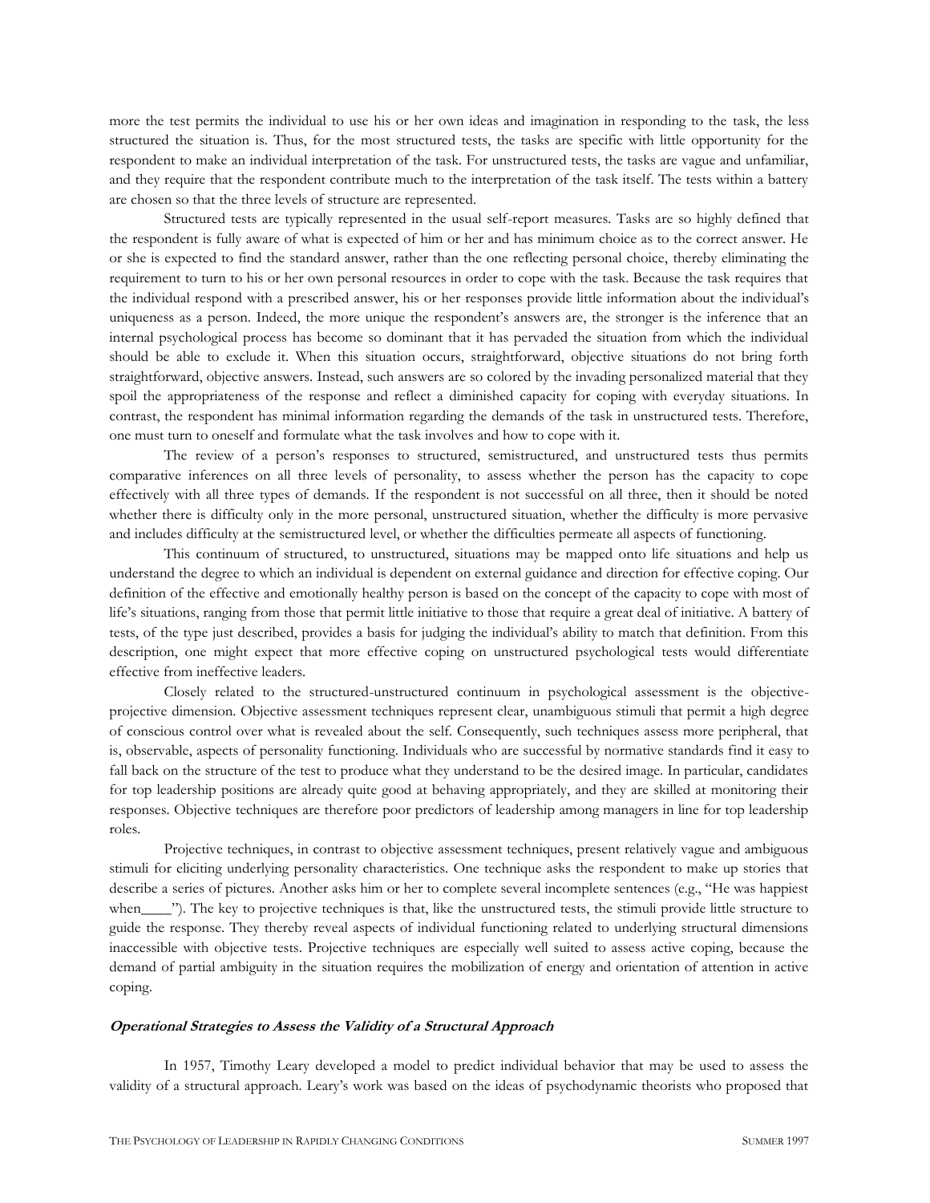more the test permits the individual to use his or her own ideas and imagination in responding to the task, the less structured the situation is. Thus, for the most structured tests, the tasks are specific with little opportunity for the respondent to make an individual interpretation of the task. For unstructured tests, the tasks are vague and unfamiliar, and they require that the respondent contribute much to the interpretation of the task itself. The tests within a battery are chosen so that the three levels of structure are represented.

Structured tests are typically represented in the usual self-report measures. Tasks are so highly defined that the respondent is fully aware of what is expected of him or her and has minimum choice as to the correct answer. He or she is expected to find the standard answer, rather than the one reflecting personal choice, thereby eliminating the requirement to turn to his or her own personal resources in order to cope with the task. Because the task requires that the individual respond with a prescribed answer, his or her responses provide little information about the individual's uniqueness as a person. Indeed, the more unique the respondent's answers are, the stronger is the inference that an internal psychological process has become so dominant that it has pervaded the situation from which the individual should be able to exclude it. When this situation occurs, straightforward, objective situations do not bring forth straightforward, objective answers. Instead, such answers are so colored by the invading personalized material that they spoil the appropriateness of the response and reflect a diminished capacity for coping with everyday situations. In contrast, the respondent has minimal information regarding the demands of the task in unstructured tests. Therefore, one must turn to oneself and formulate what the task involves and how to cope with it.

The review of a person's responses to structured, semistructured, and unstructured tests thus permits comparative inferences on all three levels of personality, to assess whether the person has the capacity to cope effectively with all three types of demands. If the respondent is not successful on all three, then it should be noted whether there is difficulty only in the more personal, unstructured situation, whether the difficulty is more pervasive and includes difficulty at the semistructured level, or whether the difficulties permeate all aspects of functioning.

This continuum of structured, to unstructured, situations may be mapped onto life situations and help us understand the degree to which an individual is dependent on external guidance and direction for effective coping. Our definition of the effective and emotionally healthy person is based on the concept of the capacity to cope with most of life's situations, ranging from those that permit little initiative to those that require a great deal of initiative. A battery of tests, of the type just described, provides a basis for judging the individual's ability to match that definition. From this description, one might expect that more effective coping on unstructured psychological tests would differentiate effective from ineffective leaders.

Closely related to the structured-unstructured continuum in psychological assessment is the objective-projective dimension. Objective assessment techniques represent clear, unambiguous stimuli that permit a high degree of conscious control over what is revealed about the self. Consequently, such techniques assess more peripheral, that is, observable, aspects of personality functioning. Individuals who are successful by normative standards find it easy to fall back on the structure of the test to produce what they understand to be the desired image. In particular, candidates for top leadership positions are already quite good at behaving appropriately, and they are skilled at monitoring their responses. Objective techniques are therefore poor predictors of leadership among managers in line for top leadership roles.

Projective techniques, in contrast to objective assessment techniques, present relatively vague and ambiguous stimuli for eliciting underlying personality characteristics. One technique asks the respondent to make up stories that describe a series of pictures. Another asks him or her to complete several incomplete sentences (e.g., "He was happiest when____"). The key to projective techniques is that, like the unstructured tests, the stimuli provide little structure to guide the response. They thereby reveal aspects of individual functioning related to underlying structural dimensions inaccessible with objective tests. Projective techniques are especially well suited to assess active coping, because the demand of partial ambiguity in the situation requires the mobilization of energy and orientation of attention in active coping.

#### ***Operational Strategies to Assess the Validity of a Structural Approach***

In 1957, Timothy Leary developed a model to predict individual behavior that may be used to assess the validity of a structural approach. Leary's work was based on the ideas of psychodynamic theorists who proposed that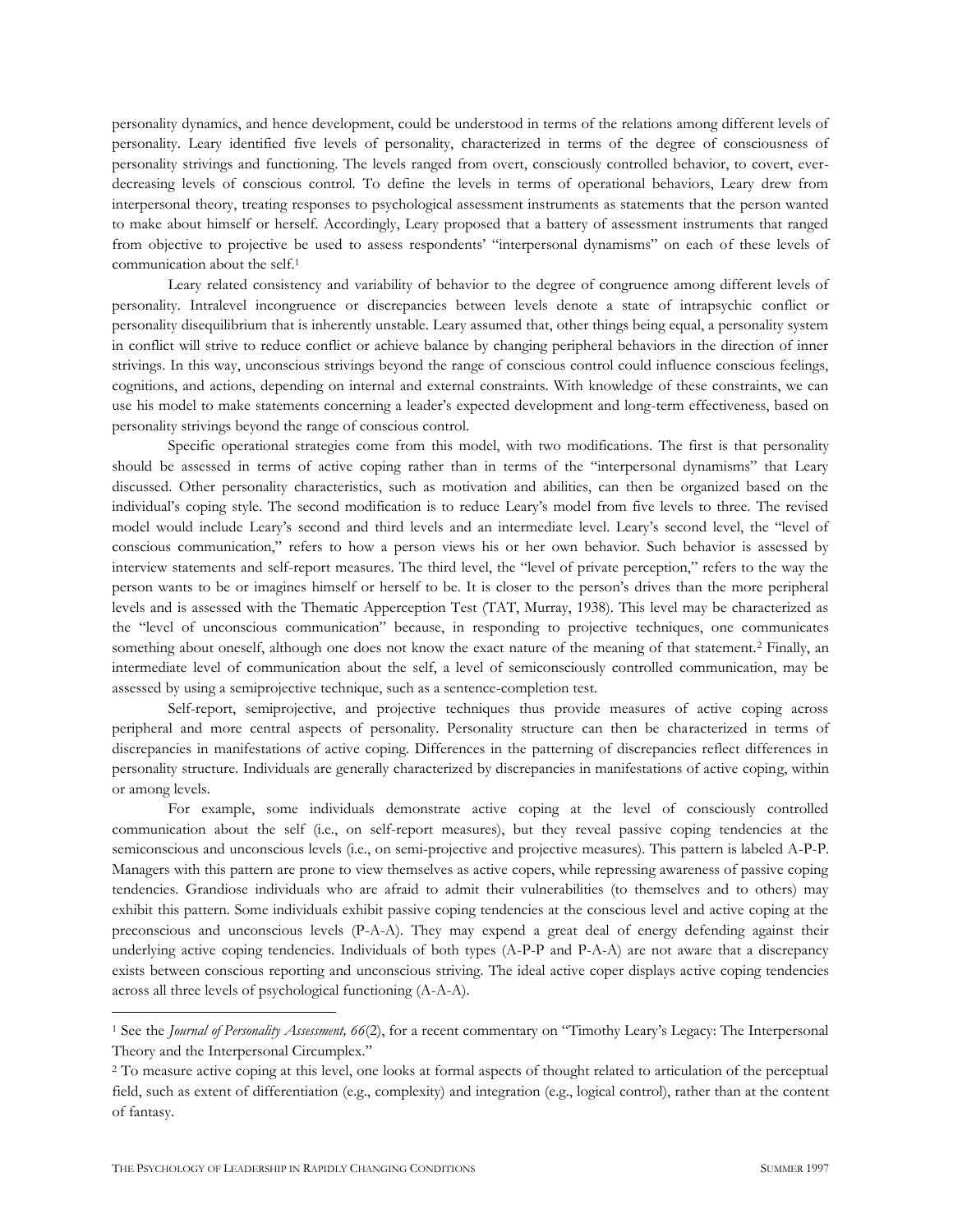personality dynamics, and hence development, could be understood in terms of the relations among different levels of personality. Leary identified five levels of personality, characterized in terms of the degree of consciousness of personality strivings and functioning. The levels ranged from overt, consciously controlled behavior, to covert, ever-decreasing levels of conscious control. To define the levels in terms of operational behaviors, Leary drew from interpersonal theory, treating responses to psychological assessment instruments as statements that the person wanted to make about himself or herself. Accordingly, Leary proposed that a battery of assessment instruments that ranged from objective to projective be used to assess respondents' "interpersonal dynamisms" on each of these levels of communication about the self.[1]

Leary related consistency and variability of behavior to the degree of congruence among different levels of personality. Intralevel incongruence or discrepancies between levels denote a state of intrapsychic conflict or personality disequilibrium that is inherently unstable. Leary assumed that, other things being equal, a personality system in conflict will strive to reduce conflict or achieve balance by changing peripheral behaviors in the direction of inner strivings. In this way, unconscious strivings beyond the range of conscious control could influence conscious feelings, cognitions, and actions, depending on internal and external constraints. With knowledge of these constraints, we can use his model to make statements concerning a leader's expected development and long-term effectiveness, based on personality strivings beyond the range of conscious control.

Specific operational strategies come from this model, with two modifications. The first is that personality should be assessed in terms of active coping rather than in terms of the "interpersonal dynamisms" that Leary discussed. Other personality characteristics, such as motivation and abilities, can then be organized based on the individual's coping style. The second modification is to reduce Leary's model from five levels to three. The revised model would include Leary's second and third levels and an intermediate level. Leary's second level, the "level of conscious communication," refers to how a person views his or her own behavior. Such behavior is assessed by interview statements and self-report measures. The third level, the "level of private perception," refers to the way the person wants to be or imagines himself or herself to be. It is closer to the person's drives than the more peripheral levels and is assessed with the Thematic Apperception Test (TAT, Murray, 1938). This level may be characterized as the "level of unconscious communication" because, in responding to projective techniques, one communicates something about oneself, although one does not know the exact nature of the meaning of that statement.[2] Finally, an intermediate level of communication about the self, a level of semiconsciously controlled communication, may be assessed by using a semiprojective technique, such as a sentence-completion test.

Self-report, semiprojective, and projective techniques thus provide measures of active coping across peripheral and more central aspects of personality. Personality structure can then be characterized in terms of discrepancies in manifestations of active coping. Differences in the patterning of discrepancies reflect differences in personality structure. Individuals are generally characterized by discrepancies in manifestations of active coping, within or among levels.

For example, some individuals demonstrate active coping at the level of consciously controlled communication about the self (i.e., on self-report measures), but they reveal passive coping tendencies at the semiconscious and unconscious levels (i.e., on semi-projective and projective measures). This pattern is labeled A-P-P. Managers with this pattern are prone to view themselves as active copers, while repressing awareness of passive coping tendencies. Grandiose individuals who are afraid to admit their vulnerabilities (to themselves and to others) may exhibit this pattern. Some individuals exhibit passive coping tendencies at the conscious level and active coping at the preconscious and unconscious levels (P-A-A). They may expend a great deal of energy defending against their underlying active coping tendencies. Individuals of both types (A-P-P and P-A-A) are not aware that a discrepancy exists between conscious reporting and unconscious striving. The ideal active coper displays active coping tendencies across all three levels of psychological functioning (A-A-A).

---

[1] See the *Journal of Personality Assessment, 66*(2), for a recent commentary on "Timothy Leary's Legacy: The Interpersonal Theory and the Interpersonal Circumplex."

[2] To measure active coping at this level, one looks at formal aspects of thought related to articulation of the perceptual field, such as extent of differentiation (e.g., complexity) and integration (e.g., logical control), rather than at the content of fantasy.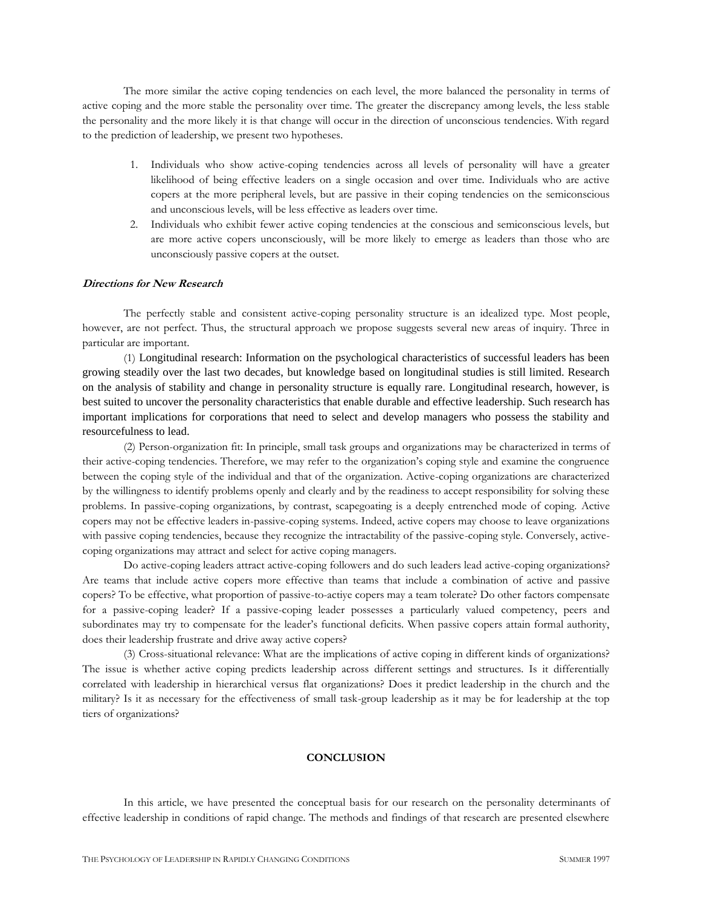The more similar the active coping tendencies on each level, the more balanced the personality in terms of active coping and the more stable the personality over time. The greater the discrepancy among levels, the less stable the personality and the more likely it is that change will occur in the direction of unconscious tendencies. With regard to the prediction of leadership, we present two hypotheses.

1. Individuals who show active-coping tendencies across all levels of personality will have a greater likelihood of being effective leaders on a single occasion and over time. Individuals who are active copers at the more peripheral levels, but are passive in their coping tendencies on the semiconscious and unconscious levels, will be less effective as leaders over time.
2. Individuals who exhibit fewer active coping tendencies at the conscious and semiconscious levels, but are more active copers unconsciously, will be more likely to emerge as leaders than those who are unconsciously passive copers at the outset.

### *Directions for New Research*

The perfectly stable and consistent active-coping personality structure is an idealized type. Most people, however, are not perfect. Thus, the structural approach we propose suggests several new areas of inquiry. Three in particular are important.

(1) Longitudinal research: Information on the psychological characteristics of successful leaders has been growing steadily over the last two decades, but knowledge based on longitudinal studies is still limited. Research on the analysis of stability and change in personality structure is equally rare. Longitudinal research, however, is best suited to uncover the personality characteristics that enable durable and effective leadership. Such research has important implications for corporations that need to select and develop managers who possess the stability and resourcefulness to lead.

(2) Person-organization fit: In principle, small task groups and organizations may be characterized in terms of their active-coping tendencies. Therefore, we may refer to the organization's coping style and examine the congruence between the coping style of the individual and that of the organization. Active-coping organizations are characterized by the willingness to identify problems openly and clearly and by the readiness to accept responsibility for solving these problems. In passive-coping organizations, by contrast, scapegoating is a deeply entrenched mode of coping. Active copers may not be effective leaders in-passive-coping systems. Indeed, active copers may choose to leave organizations with passive coping tendencies, because they recognize the intractability of the passive-coping style. Conversely, active-coping organizations may attract and select for active coping managers.

Do active-coping leaders attract active-coping followers and do such leaders lead active-coping organizations? Are teams that include active copers more effective than teams that include a combination of active and passive copers? To be effective, what proportion of passive-to-actiye copers may a team tolerate? Do other factors compensate for a passive-coping leader? If a passive-coping leader possesses a particularly valued competency, peers and subordinates may try to compensate for the leader's functional deficits. When passive copers attain formal authority, does their leadership frustrate and drive away active copers?

(3) Cross-situational relevance: What are the implications of active coping in different kinds of organizations? The issue is whether active coping predicts leadership across different settings and structures. Is it differentially correlated with leadership in hierarchical versus flat organizations? Does it predict leadership in the church and the military? Is it as necessary for the effectiveness of small task-group leadership as it may be for leadership at the top tiers of organizations?

## CONCLUSION

In this article, we have presented the conceptual basis for our research on the personality determinants of effective leadership in conditions of rapid change. The methods and findings of that research are presented elsewhere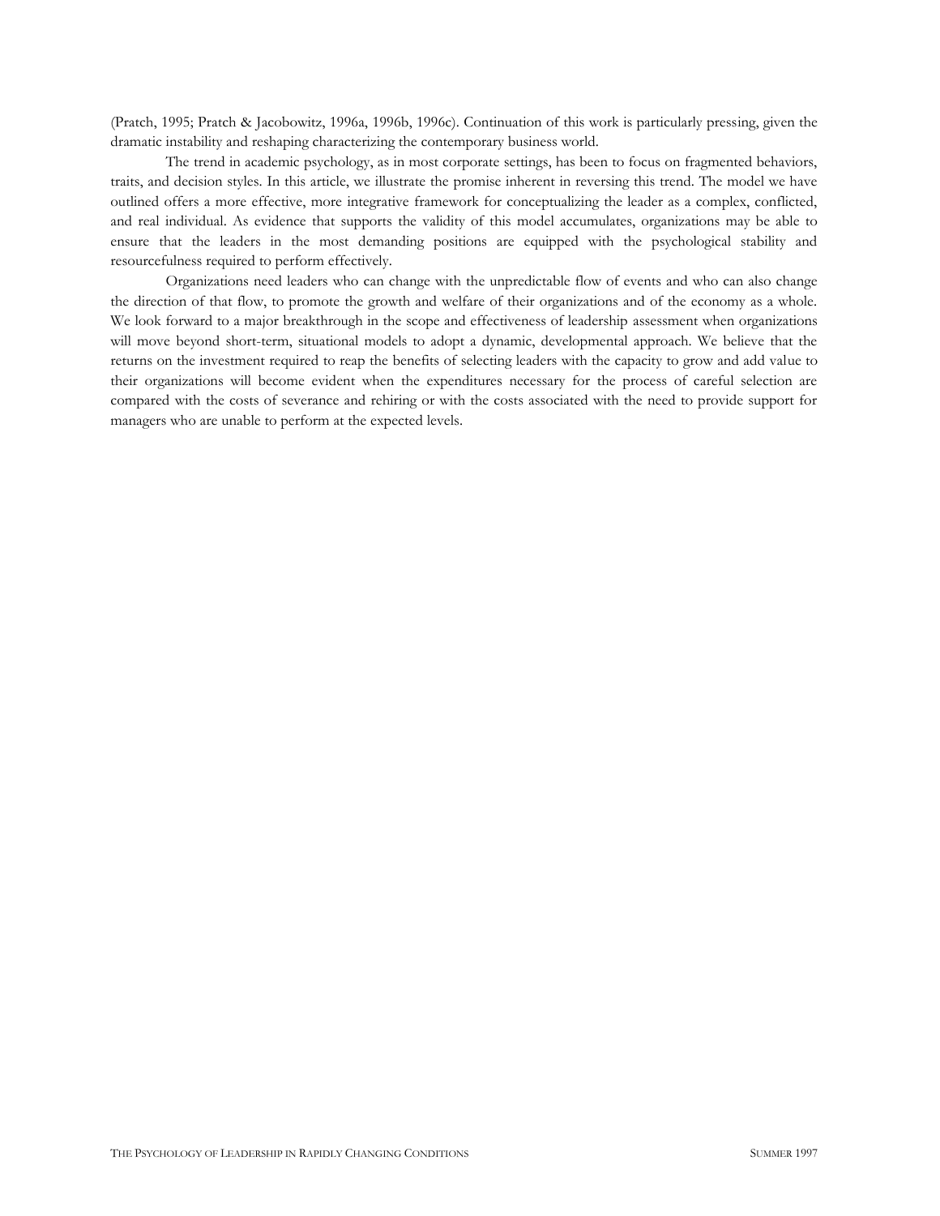(Pratch, 1995; Pratch & Jacobowitz, 1996a, 1996b, 1996c). Continuation of this work is particularly pressing, given the dramatic instability and reshaping characterizing the contemporary business world.

The trend in academic psychology, as in most corporate settings, has been to focus on fragmented behaviors, traits, and decision styles. In this article, we illustrate the promise inherent in reversing this trend. The model we have outlined offers a more effective, more integrative framework for conceptualizing the leader as a complex, conflicted, and real individual. As evidence that supports the validity of this model accumulates, organizations may be able to ensure that the leaders in the most demanding positions are equipped with the psychological stability and resourcefulness required to perform effectively.

Organizations need leaders who can change with the unpredictable flow of events and who can also change the direction of that flow, to promote the growth and welfare of their organizations and of the economy as a whole. We look forward to a major breakthrough in the scope and effectiveness of leadership assessment when organizations will move beyond short-term, situational models to adopt a dynamic, developmental approach. We believe that the returns on the investment required to reap the benefits of selecting leaders with the capacity to grow and add value to their organizations will become evident when the expenditures necessary for the process of careful selection are compared with the costs of severance and rehiring or with the costs associated with the need to provide support for managers who are unable to perform at the expected levels.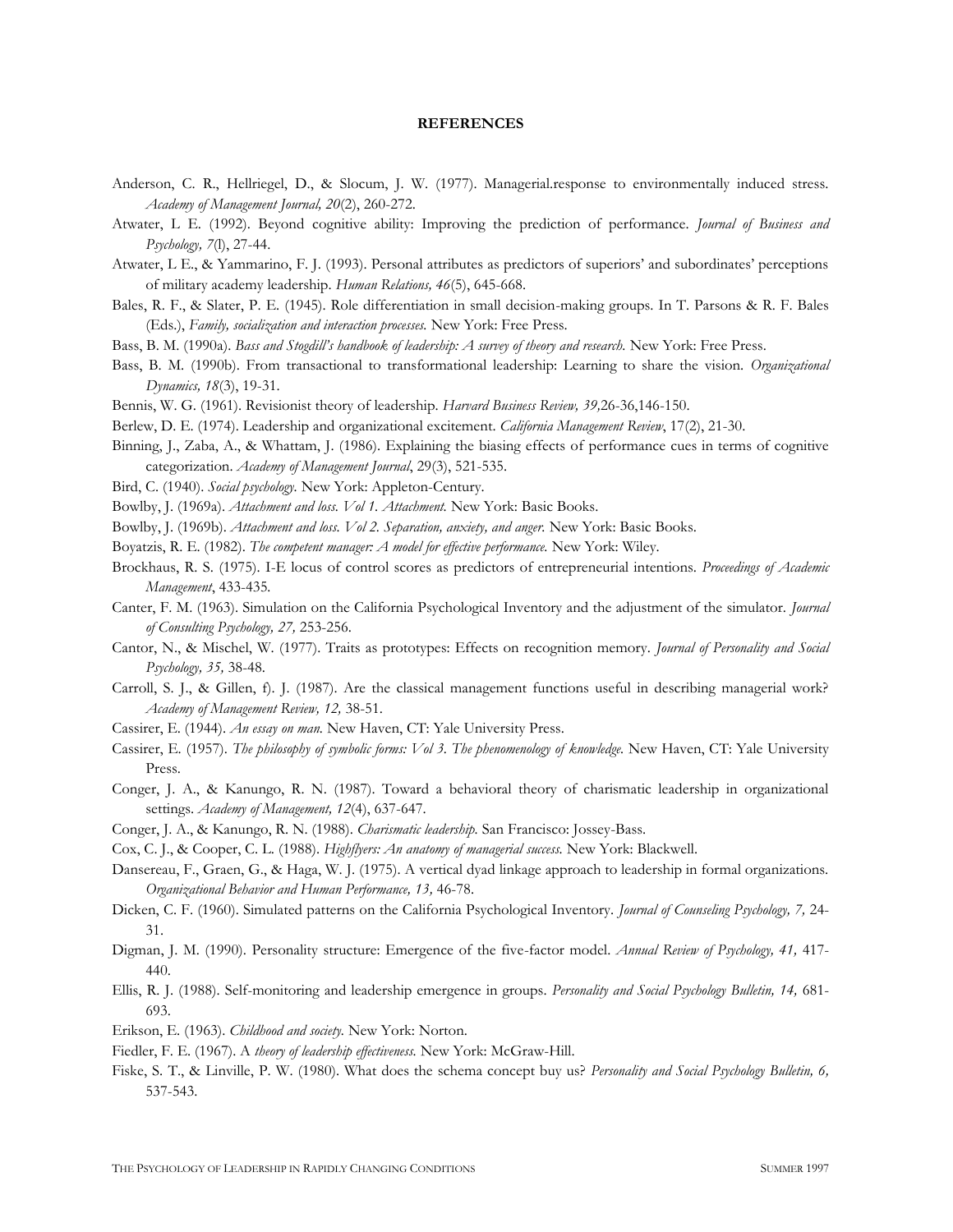**REFERENCES**

Anderson, C. R., Hellriegel, D., & Slocum, J. W. (1977). Managerial.response to environmentally induced stress. *Academy of Management Journal, 20*(2), 260-272.

Atwater, L E. (1992). Beyond cognitive ability: Improving the prediction of performance. *Journal of Business and Psychology, 7*(l), 27-44.

Atwater, L E., & Yammarino, F. J. (1993). Personal attributes as predictors of superiors' and subordinates' perceptions of military academy leadership. *Human Relations, 46*(5), 645-668.

Bales, R. F., & Slater, P. E. (1945). Role differentiation in small decision-making groups. In T. Parsons & R. F. Bales (Eds.), *Family, socialization and interaction processes.* New York: Free Press.

Bass, B. M. (1990a). *Bass and Stogdill's handbook of leadership: A survey of theory and research.* New York: Free Press.

Bass, B. M. (1990b). From transactional to transformational leadership: Learning to share the vision. *Organizational Dynamics, 18*(3), 19-31.

Bennis, W. G. (1961). Revisionist theory of leadership. *Harvard Business Review, 39,*26-36,146-150.

Berlew, D. E. (1974). Leadership and organizational excitement. *California Management Review*, 17(2), 21-30.

Binning, J., Zaba, A., & Whattam, J. (1986). Explaining the biasing effects of performance cues in terms of cognitive categorization. *Academy of Management Journal*, 29(3), 521-535.

Bird, C. (1940). *Social psychology*. New York: Appleton-Century.

Bowlby, J. (1969a). *Attachment and loss. Vol 1. Attachment.* New York: Basic Books.

Bowlby, J. (1969b). *Attachment and loss. Vol 2. Separation, anxiety, and anger.* New York: Basic Books.

Boyatzis, R. E. (1982). *The competent manager: A model for effective performance.* New York: Wiley.

Brockhaus, R. S. (1975). I-E locus of control scores as predictors of entrepreneurial intentions. *Proceedings of Academic Management*, 433-435.

Canter, F. M. (1963). Simulation on the California Psychological Inventory and the adjustment of the simulator. *Journal of Consulting Psychology, 27,* 253-256.

Cantor, N., & Mischel, W. (1977). Traits as prototypes: Effects on recognition memory. *Journal of Personality and Social Psychology, 35,* 38-48.

Carroll, S. J., & Gillen, f). J. (1987). Are the classical management functions useful in describing managerial work? *Academy of Management Review, 12,* 38-51.

Cassirer, E. (1944). *An essay on man.* New Haven, CT: Yale University Press.

Cassirer, E. (1957). *The philosophy of symbolic forms: Vol 3. The phenomenology of knowledge.* New Haven, CT: Yale University Press.

Conger, J. A., & Kanungo, R. N. (1987). Toward a behavioral theory of charismatic leadership in organizational settings. *Academy of Management, 12*(4), 637-647.

Conger, J. A., & Kanungo, R. N. (1988). *Charismatic leadership.* San Francisco: Jossey-Bass.

Cox, C. J., & Cooper, C. L. (1988). *Highflyers: An anatomy of managerial success.* New York: Blackwell.

Dansereau, F., Graen, G., & Haga, W. J. (1975). A vertical dyad linkage approach to leadership in formal organizations. *Organizational Behavior and Human Performance, 13,* 46-78.

Dicken, C. F. (1960). Simulated patterns on the California Psychological Inventory. *Journal of Counseling Psychology, 7,* 24-31.

Digman, J. M. (1990). Personality structure: Emergence of the five-factor model. *Annual Review of Psychology, 41,* 417-440.

Ellis, R. J. (1988). Self-monitoring and leadership emergence in groups. *Personality and Social Psychology Bulletin, 14,* 681-693.

Erikson, E. (1963). *Childhood and society.* New York: Norton.

Fiedler, F. E. (1967). A *theory of leadership effectiveness.* New York: McGraw-Hill.

Fiske, S. T., & Linville, P. W. (1980). What does the schema concept buy us? *Personality and Social Psychology Bulletin, 6,* 537-543.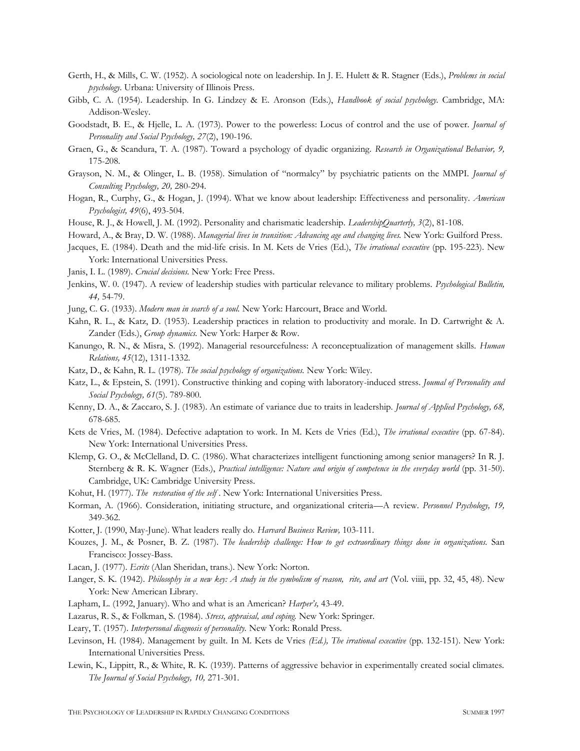Gerth, H., & Mills, C. W. (1952). A sociological note on leadership. In J. E. Hulett & R. Stagner (Eds.), *Problems in social psychology*. Urbana: University of Illinois Press.

Gibb, C. A. (1954). Leadership. In G. Lindzey & E. Aronson (Eds.), *Handbook of social psychology*. Cambridge, MA: Addison-Wesley.

Goodstadt, B. E., & Hjelle, L. A. (1973). Power to the powerless: Locus of control and the use of power. *Journal of Personality and Social Psychology, 27*(2), 190-196.

Graen, G., & Scandura, T. A. (1987). Toward a psychology of dyadic organizing. *Research in Organizational Behavior, 9,* 175-208.

Grayson, N. M., & Olinger, L. B. (1958). Simulation of "normalcy" by psychiatric patients on the MMPI. *Journal of Consulting Psychology, 20,* 280-294.

Hogan, R., Curphy, G., & Hogan, J. (1994). What we know about leadership: Effectiveness and personality. *American Psychologist, 49*(6), 493-504.

House, R. J., & Howell, J. M. (1992). Personality and charismatic leadership. *LeadershipQuarterly, 3*(2), 81-108.

Howard, A., & Bray, D. W. (1988). *Managerial lives in transition: Advancing age and changing lives.* New York: Guilford Press.

Jacques, E. (1984). Death and the mid-life crisis. In M. Kets de Vries (Ed.), *The irrational executive* (pp. 195-223). New York: International Universities Press.

Janis, I. L. (1989). *Crucial decisions.* New York: Free Press.

Jenkins, W. 0. (1947). A review of leadership studies with particular relevance to military problems. *Psychological Bulletin, 44,* 54-79.

Jung, C. G. (1933). *Modern man in search of a soul.* New York: Harcourt, Brace and World.

Kahn, R. L., & Katz, D. (1953). Leadership practices in relation to productivity and morale. In D. Cartwright & A. Zander (Eds.), *Group dynamics.* New York: Harper & Row.

Kanungo, R. N., & Misra, S. (1992). Managerial resourcefulness: A reconceptualization of management skills. *Human Relations, 45*(12), 1311-1332.

Katz, D., & Kahn, R. L. (1978). *The social psychology of organizations.* New York: Wiley.

Katz, L., & Epstein, S. (1991). Constructive thinking and coping with laboratory-induced stress. *Joumal of Personality and Social Psychology, 61*(5). 789-800.

Kenny, D. A., & Zaccaro, S. J. (1983). An estimate of variance due to traits in leadership. *Journal of Applied Psychology, 68,* 678-685.

Kets de Vries, M. (1984). Defective adaptation to work. In M. Kets de Vries (Ed.), *The irrational executive* (pp. 67-84). New York: International Universities Press.

Klemp, G. O., & McClelland, D. C. (1986). What characterizes intelligent functioning among senior managers? In R. J. Sternberg & R. K. Wagner (Eds.), *Practical intelligence: Nature and origin of competence in the everyday world* (pp. 31-50). Cambridge, UK: Cambridge University Press.

Kohut, H. (1977). *The restoration of the self*. New York: International Universities Press.

Korman, A. (1966). Consideration, initiating structure, and organizational criteria—A review. *Personnel Psychology, 19,* 349-362.

Kotter, J. (1990, May-June). What leaders really do. *Harvard Business Review,* 103-111.

Kouzes, J. M., & Posner, B. Z. (1987). *The leadership challenge: How to get extraordinary things done in organizations.* San Francisco: Jossey-Bass.

Lacan, J. (1977). *Ecrits* (Alan Sheridan, trans.). New York: Norton.

Langer, S. K. (1942). *Philosophy in a new key: A study in the symbolism of reason, rite, and art* (Vol. viiii, pp. 32, 45, 48). New York: New American Library.

Lapham, L. (1992, January). Who and what is an American? *Harper's,* 43-49.

Lazarus, R. S., & Folkman, S. (1984). *Stress, appraisal, and coping.* New York: Springer.

Leary, T. (1957). *Interpersonal diagnosis of personality.* New York: Ronald Press.

Levinson, H. (1984). Management by guilt. In M. Kets de Vries *(Ed.), The irrational executive* (pp. 132-151). New York: International Universities Press.

Lewin, K., Lippitt, R., & White, R. K. (1939). Patterns of aggressive behavior in experimentally created social climates. *The Journal of Social Psychology, 10,* 271-301.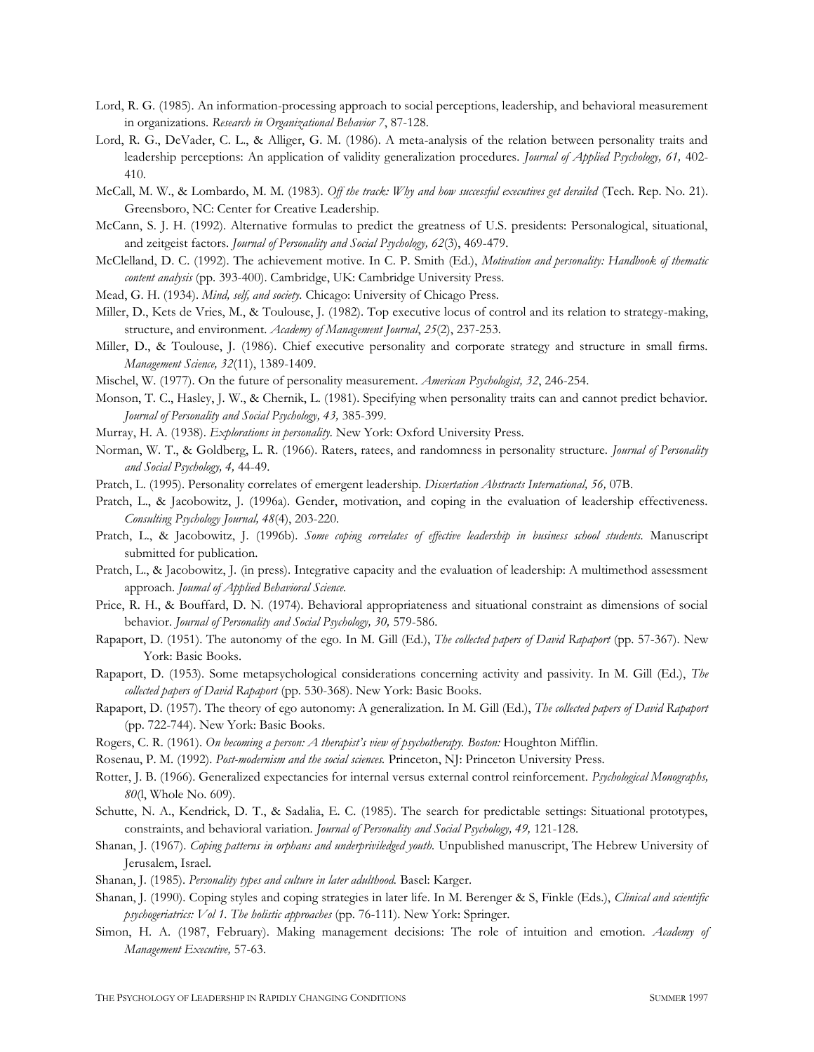Lord, R. G. (1985). An information-processing approach to social perceptions, leadership, and behavioral measurement in organizations. *Research in Organizational Behavior 7*, 87-128.

Lord, R. G., DeVader, C. L., & Alliger, G. M. (1986). A meta-analysis of the relation between personality traits and leadership perceptions: An application of validity generalization procedures. *Journal of Applied Psychology, 61,* 402-410.

McCall, M. W., & Lombardo, M. M. (1983). *Off the track: Why and how successful executives get derailed* (Tech. Rep. No. 21). Greensboro, NC: Center for Creative Leadership.

McCann, S. J. H. (1992). Alternative formulas to predict the greatness of U.S. presidents: Personalogical, situational, and zeitgeist factors. *Journal of Personality and Social Psychology, 62*(3), 469-479.

McClelland, D. C. (1992). The achievement motive. In C. P. Smith (Ed.), *Motivation and personality: Handbook of thematic content analysis* (pp. 393-400). Cambridge, UK: Cambridge University Press.

Mead, G. H. (1934). *Mind, self, and society.* Chicago: University of Chicago Press.

Miller, D., Kets de Vries, M., & Toulouse, J. (1982). Top executive locus of control and its relation to strategy-making, structure, and environment. *Academy of Management Journal*, *25*(2), 237-253.

Miller, D., & Toulouse, J. (1986). Chief executive personality and corporate strategy and structure in small firms. *Management Science, 32*(11), 1389-1409.

Mischel, W. (1977). On the future of personality measurement. *American Psychologist, 32*, 246-254.

Monson, T. C., Hasley, J. W., & Chernik, L. (1981). Specifying when personality traits can and cannot predict behavior. *Journal of Personality and Social Psychology, 43,* 385-399.

Murray, H. A. (1938). *Explorations in personality.* New York: Oxford University Press.

Norman, W. T., & Goldberg, L. R. (1966). Raters, ratees, and randomness in personality structure. *Journal of Personality and Social Psychology, 4,* 44-49.

Pratch, L. (1995). Personality correlates of emergent leadership. *Dissertation Abstracts International, 56,* 07B.

Pratch, L., & Jacobowitz, J. (1996a). Gender, motivation, and coping in the evaluation of leadership effectiveness. *Consulting Psychology Journal, 48*(4), 203-220.

Pratch, L., & Jacobowitz, J. (1996b). *Some coping correlates of effective leadership in business school students.* Manuscript submitted for publication.

Pratch, L., & Jacobowitz, J. (in press). Integrative capacity and the evaluation of leadership: A multimethod assessment approach. *Journal of Applied Behavioral Science.*

Price, R. H., & Bouffard, D. N. (1974). Behavioral appropriateness and situational constraint as dimensions of social behavior. *Journal of Personality and Social Psychology, 30,* 579-586.

Rapaport, D. (1951). The autonomy of the ego. In M. Gill (Ed.), *The collected papers of David Rapaport* (pp. 57-367). New York: Basic Books.

Rapaport, D. (1953). Some metapsychological considerations concerning activity and passivity. In M. Gill (Ed.), *The collected papers of David Rapaport* (pp. 530-368). New York: Basic Books.

Rapaport, D. (1957). The theory of ego autonomy: A generalization. In M. Gill (Ed.), *The collected papers of David Rapaport* (pp. 722-744). New York: Basic Books.

Rogers, C. R. (1961). *On becoming a person: A therapist's view of psychotherapy. Boston:* Houghton Mifflin.

Rosenau, P. M. (1992). *Post-modernism and the social sciences.* Princeton, NJ: Princeton University Press.

Rotter, J. B. (1966). Generalized expectancies for internal versus external control reinforcement. *Psychological Monographs, 80*(l, Whole No. 609).

Schutte, N. A., Kendrick, D. T., & Sadalia, E. C. (1985). The search for predictable settings: Situational prototypes, constraints, and behavioral variation. *Journal of Personality and Social Psychology, 49,* 121-128.

Shanan, J. (1967). *Coping patterns in orphans and underpriviledged youth.* Unpublished manuscript, The Hebrew University of Jerusalem, Israel.

Shanan, J. (1985). *Personality types and culture in later adulthood.* Basel: Karger.

Shanan, J. (1990). Coping styles and coping strategies in later life. In M. Berenger & S, Finkle (Eds.), *Clinical and scientific psychogeriatrics: Vol 1. The holistic approaches* (pp. 76-111). New York: Springer.

Simon, H. A. (1987, February). Making management decisions: The role of intuition and emotion. *Academy of Management Executive,* 57-63.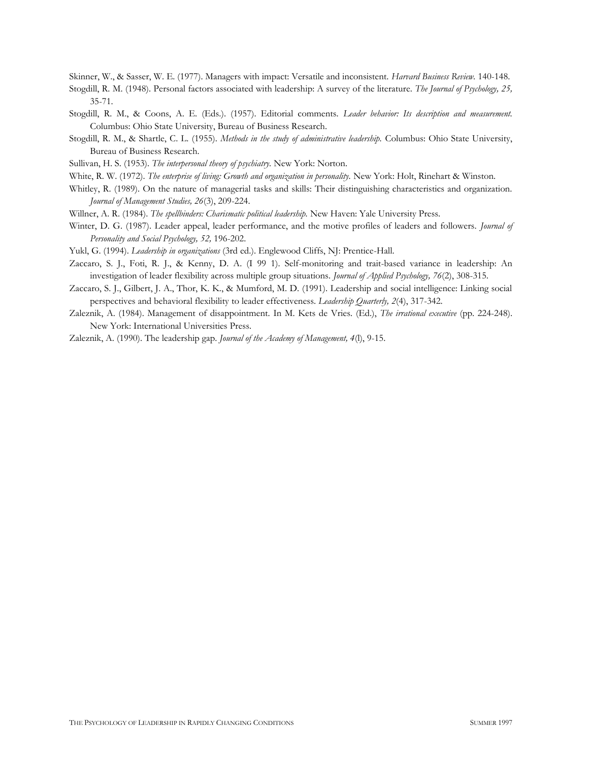Skinner, W., & Sasser, W. E. (1977). Managers with impact: Versatile and inconsistent. *Harvard Business Review*. 140-148.

Stogdill, R. M. (1948). Personal factors associated with leadership: A survey of the literature. *The Journal of Psychology, 25,* 35-71.

Stogdill, R. M., & Coons, A. E. (Eds.). (1957). Editorial comments. *Leader behavior: Its description and measurement.* Columbus: Ohio State University, Bureau of Business Research.

Stogdill, R. M., & Shartle, C. L. (1955). *Methods in the study of administrative leadership.* Columbus: Ohio State University, Bureau of Business Research.

Sullivan, H. S. (1953). *The interpersonal theory of psychiatry.* New York: Norton.

White, R. W. (1972). *The enterprise of living: Growth and organization in personality.* New York: Holt, Rinehart & Winston.

Whitley, R. (1989). On the nature of managerial tasks and skills: Their distinguishing characteristics and organization. *Journal of Management Studies, 26*(3), 209-224.

Willner, A. R. (1984). *The spellbinders: Charismatic political leadership.* New Haven: Yale University Press.

Winter, D. G. (1987). Leader appeal, leader performance, and the motive profiles of leaders and followers. *Journal of Personality and Social Psychology, 52,* 196-202.

Yukl, G. (1994). *Leadership in organizations* (3rd ed.). Englewood Cliffs, NJ: Prentice-Hall.

Zaccaro, S. J., Foti, R. J., & Kenny, D. A. (I 99 1). Self-monitoring and trait-based variance in leadership: An investigation of leader flexibility across multiple group situations. *Journal of Applied Psychology, 76*(2), 308-315.

Zaccaro, S. J., Gilbert, J. A., Thor, K. K., & Mumford, M. D. (1991). Leadership and social intelligence: Linking social perspectives and behavioral flexibility to leader effectiveness. *Leadership Quarterly, 2*(4), 317-342.

Zaleznik, A. (1984). Management of disappointment. In M. Kets de Vries. (Ed.), *The irrational executive* (pp. 224-248). New York: International Universities Press.

Zaleznik, A. (1990). The leadership gap. *Journal of the Academy of Management, 4*(l), 9-15.